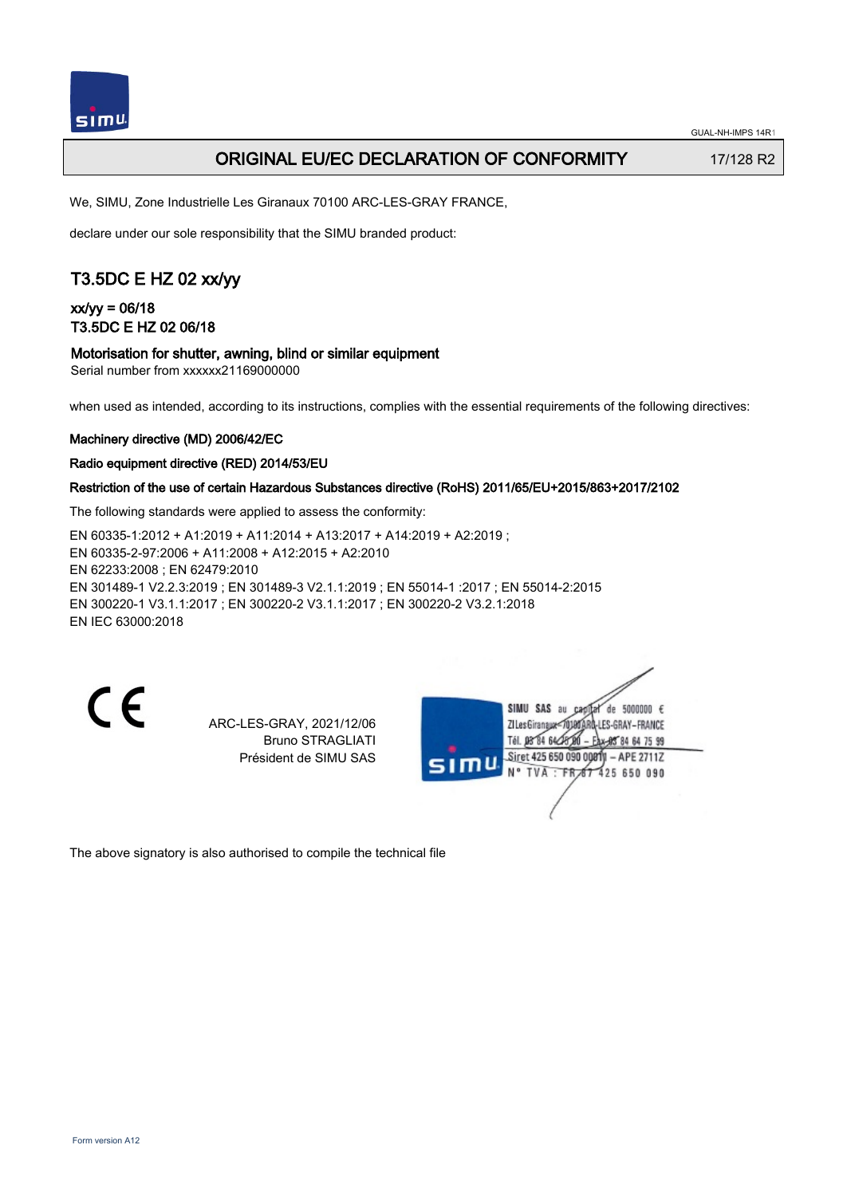# ORIGINAL EU/EC DECLARATION OF CONFORMITY

17/128 R2

We, SIMU, Zone Industrielle Les Giranaux 70100 ARC-LES-GRAY FRANCE,

declare under our sole responsibility that the SIMU branded product:

## T3.5DC E HZ 02 xx/yy

xx/yy = 06/18
T3.5DC E HZ 02 06/18

**Motorisation for shutter, awning, blind or similar equipment**
Serial number from xxxxxx21169000000

when used as intended, according to its instructions, complies with the essential requirements of the following directives:

**Machinery directive (MD) 2006/42/EC**

**Radio equipment directive (RED) 2014/53/EU**

**Restriction of the use of certain Hazardous Substances directive (RoHS) 2011/65/EU+2015/863+2017/2102**

The following standards were applied to assess the conformity:

EN 60335‑1:2012 + A1:2019 + A11:2014 + A13:2017 + A14:2019 + A2:2019 ;
EN 60335‑2‑97:2006 + A11:2008 + A12:2015 + A2:2010
EN 62233:2008 ; EN 62479:2010
EN 301489‑1 V2.2.3:2019 ; EN 301489‑3 V2.1.1:2019 ; EN 55014‑1 :2017 ; EN 55014‑2:2015
EN 300220‑1 V3.1.1:2017 ; EN 300220‑2 V3.1.1:2017 ; EN 300220‑2 V3.2.1:2018
EN IEC 63000:2018

CE

ARC-LES-GRAY, 2021/12/06
Bruno STRAGLIATI
Président de SIMU SAS

SIMU SAS au capital de 5000000 €
ZI Les Giranaux 70100 ARC-LES-GRAY-FRANCE
Tél. 03 84 64 75 00 – Fax 03 84 64 75 99
Siret 425 650 090 00011 – APE 2711Z
N° TVA : FR 87 425 650 090

The above signatory is also authorised to compile the technical file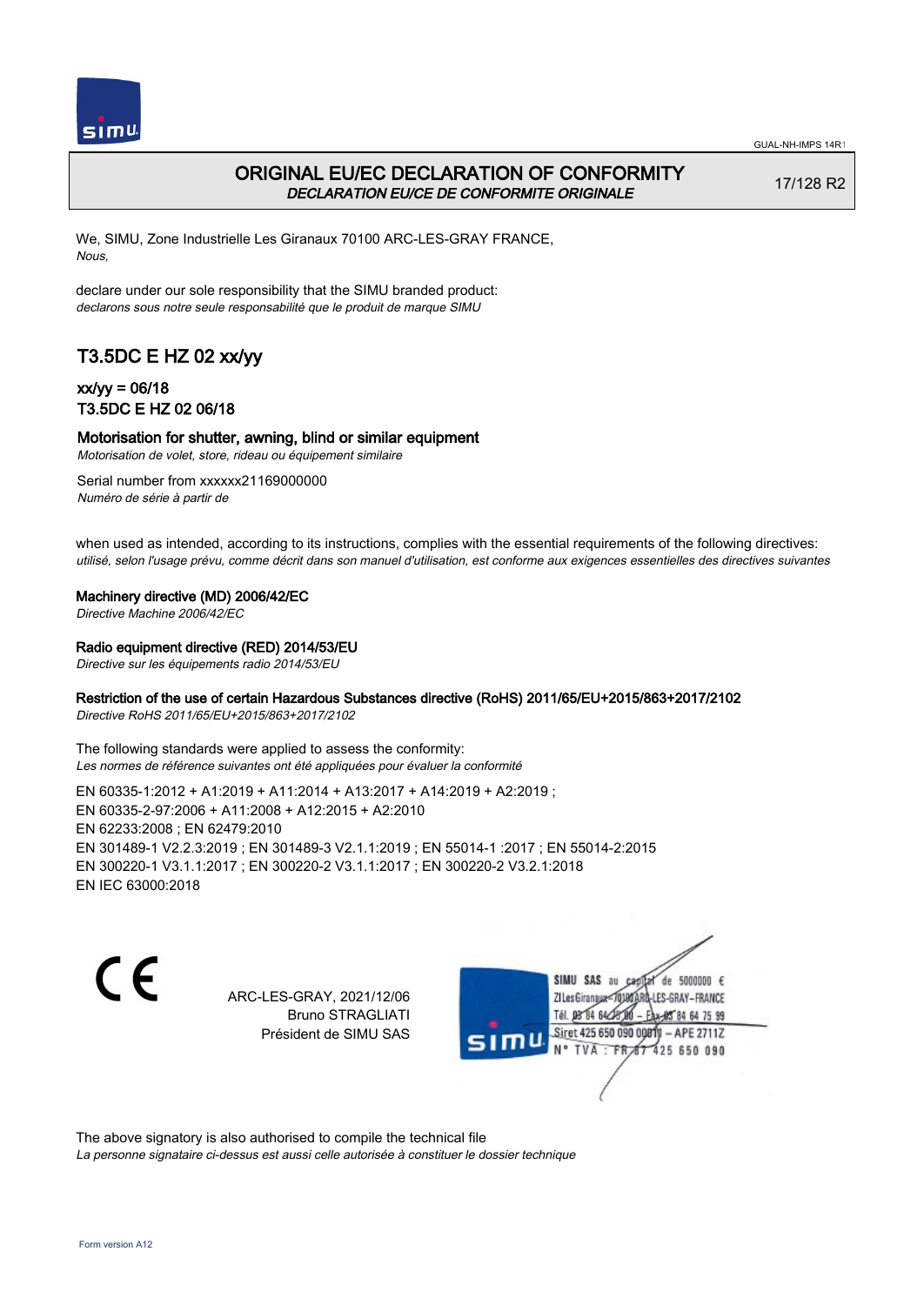GUAL-NH-IMPS 14R1

# ORIGINAL EU/EC DECLARATION OF CONFORMITY

*DECLARATION EU/CE DE CONFORMITE ORIGINALE*

17/128 R2

We, SIMU, Zone Industrielle Les Giranaux 70100 ARC-LES-GRAY FRANCE,
*Nous,*

declare under our sole responsibility that the SIMU branded product:
*declarons sous notre seule responsabilité que le produit de marque SIMU*

## T3.5DC E HZ 02 xx/yy

### xx/yy = 06/18
### T3.5DC E HZ 02 06/18

### Motorisation for shutter, awning, blind or similar equipment

*Motorisation de volet, store, rideau ou équipement similaire*

Serial number from xxxxxx21169000000
*Numéro de série à partir de*

when used as intended, according to its instructions, complies with the essential requirements of the following directives:
*utilisé, selon l'usage prévu, comme décrit dans son manuel d'utilisation, est conforme aux exigences essentielles des directives suivantes*

**Machinery directive (MD) 2006/42/EC**
*Directive Machine 2006/42/EC*

**Radio equipment directive (RED) 2014/53/EU**
*Directive sur les équipements radio 2014/53/EU*

**Restriction of the use of certain Hazardous Substances directive (RoHS) 2011/65/EU+2015/863+2017/2102**
*Directive RoHS 2011/65/EU+2015/863+2017/2102*

The following standards were applied to assess the conformity:
*Les normes de référence suivantes ont été appliquées pour évaluer la conformité*

EN 60335-1:2012 + A1:2019 + A11:2014 + A13:2017 + A14:2019 + A2:2019 ;
EN 60335-2-97:2006 + A11:2008 + A12:2015 + A2:2010
EN 62233:2008 ; EN 62479:2010
EN 301489-1 V2.2.3:2019 ; EN 301489-3 V2.1.1:2019 ; EN 55014-1 :2017 ; EN 55014-2:2015
EN 300220-1 V3.1.1:2017 ; EN 300220-2 V3.1.1:2017 ; EN 300220-2 V3.2.1:2018
EN IEC 63000:2018

CE

ARC-LES-GRAY, 2021/12/06
Bruno STRAGLIATI
Président de SIMU SAS

SIMU SAS au capital de 5000000 €
ZI Les Giranaux 70100 ARC-LES-GRAY-FRANCE
Tél. 03 84 64 75 00 – Fax 03 84 64 75 99
Siret 425 650 090 00011 – APE 2711Z
N° TVA : FR 87 425 650 090

The above signatory is also authorised to compile the technical file
*La personne signataire ci-dessus est aussi celle autorisée à constituer le dossier technique*

Form version A12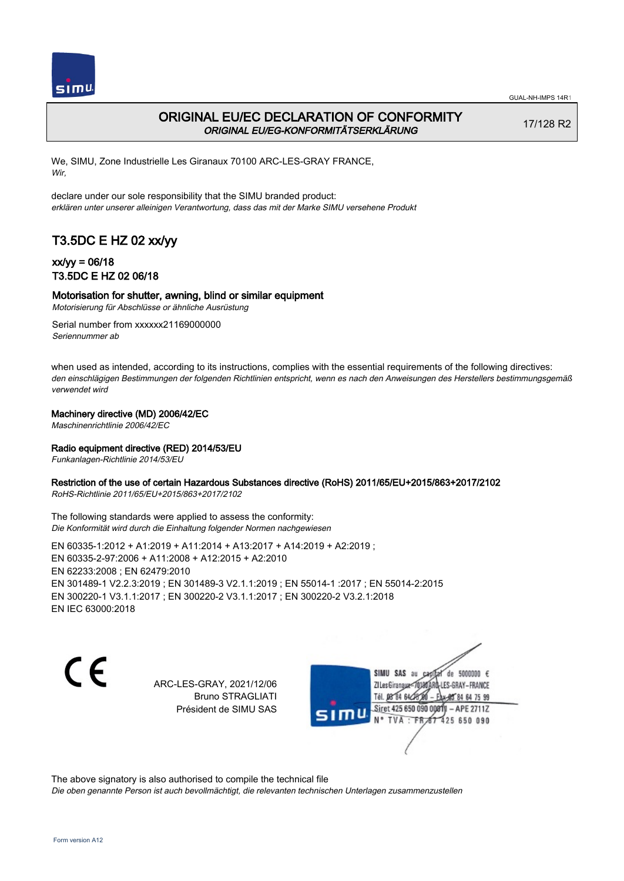GUAL-NH-IMPS 14R1

# ORIGINAL EU/EC DECLARATION OF CONFORMITY
*ORIGINAL EU/EG-KONFORMITÄTSERKLÄRUNG*

17/128 R2

We, SIMU, Zone Industrielle Les Giranaux 70100 ARC-LES-GRAY FRANCE,
*Wir,*

declare under our sole responsibility that the SIMU branded product:
*erklären unter unserer alleinigen Verantwortung, dass das mit der Marke SIMU versehene Produkt*

## T3.5DC E HZ 02 xx/yy

### xx/yy = 06/18
### T3.5DC E HZ 02 06/18

**Motorisation for shutter, awning, blind or similar equipment**
*Motorisierung für Abschlüsse or ähnliche Ausrüstung*

Serial number from xxxxxx21169000000
*Seriennummer ab*

when used as intended, according to its instructions, complies with the essential requirements of the following directives:
*den einschlägigen Bestimmungen der folgenden Richtlinien entspricht, wenn es nach den Anweisungen des Herstellers bestimmungsgemäß verwendet wird*

**Machinery directive (MD) 2006/42/EC**
*Maschinenrichtlinie 2006/42/EC*

**Radio equipment directive (RED) 2014/53/EU**
*Funkanlagen-Richtlinie 2014/53/EU*

**Restriction of the use of certain Hazardous Substances directive (RoHS) 2011/65/EU+2015/863+2017/2102**
*RoHS-Richtlinie 2011/65/EU+2015/863+2017/2102*

The following standards were applied to assess the conformity:
*Die Konformität wird durch die Einhaltung folgender Normen nachgewiesen*

EN 60335-1:2012 + A1:2019 + A11:2014 + A13:2017 + A14:2019 + A2:2019 ;
EN 60335-2-97:2006 + A11:2008 + A12:2015 + A2:2010
EN 62233:2008 ; EN 62479:2010
EN 301489-1 V2.2.3:2019 ; EN 301489-3 V2.1.1:2019 ; EN 55014-1 :2017 ; EN 55014-2:2015
EN 300220-1 V3.1.1:2017 ; EN 300220-2 V3.1.1:2017 ; EN 300220-2 V3.2.1:2018
EN IEC 63000:2018

CE

ARC-LES-GRAY, 2021/12/06
Bruno STRAGLIATI
Président de SIMU SAS

SIMU SAS au capital de 5000000 €
ZI Les Giranaux 70100 ARC-LES-GRAY-FRANCE
Tél. 03 84 64 75 00 – Fax 03 84 64 75 99
Siret 425 650 090 00011 – APE 2711Z
N° TVA : FR 87 425 650 090

The above signatory is also authorised to compile the technical file
*Die oben genannte Person ist auch bevollmächtigt, die relevanten technischen Unterlagen zusammenzustellen*

Form version A12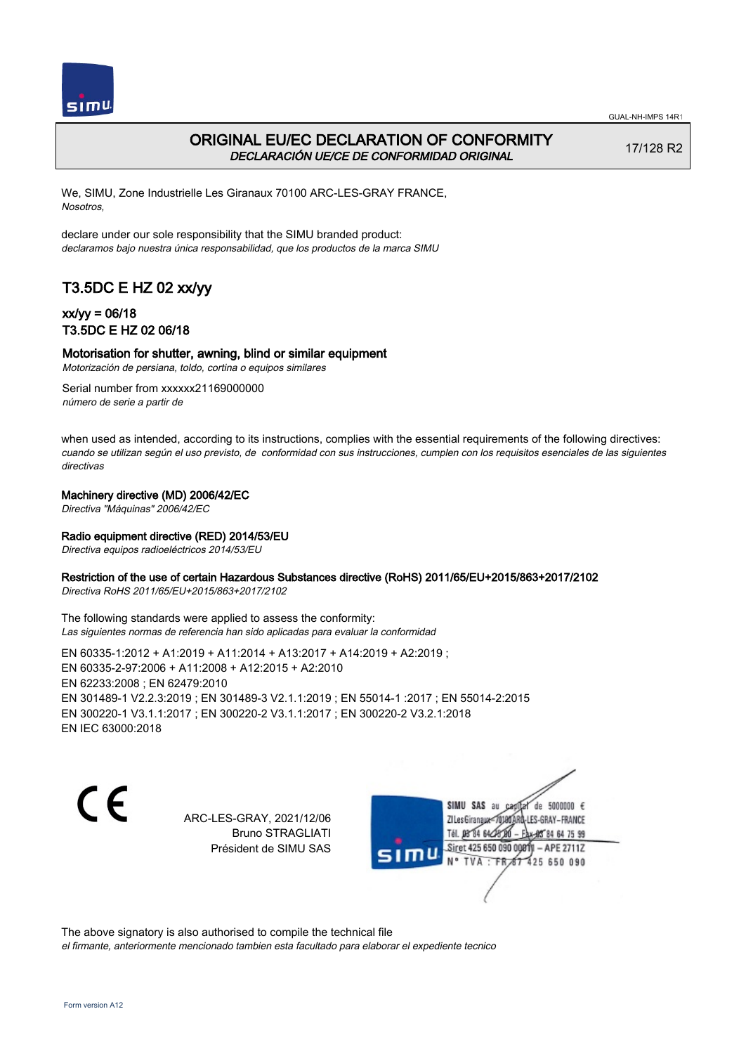GUAL-NH-IMPS 14R1

# ORIGINAL EU/EC DECLARATION OF CONFORMITY

*DECLARACIÓN UE/CE DE CONFORMIDAD ORIGINAL*

17/128 R2

We, SIMU, Zone Industrielle Les Giranaux 70100 ARC-LES-GRAY FRANCE,
*Nosotros,*

declare under our sole responsibility that the SIMU branded product:
*declaramos bajo nuestra única responsabilidad, que los productos de la marca SIMU*

## T3.5DC E HZ 02 xx/yy

### xx/yy = 06/18
### T3.5DC E HZ 02 06/18

**Motorisation for shutter, awning, blind or similar equipment**
*Motorización de persiana, toldo, cortina o equipos similares*

Serial number from xxxxxx21169000000
*número de serie a partir de*

when used as intended, according to its instructions, complies with the essential requirements of the following directives:
*cuando se utilizan según el uso previsto, de conformidad con sus instrucciones, cumplen con los requisitos esenciales de las siguientes directivas*

**Machinery directive (MD) 2006/42/EC**
*Directiva "Máquinas" 2006/42/EC*

**Radio equipment directive (RED) 2014/53/EU**
*Directiva equipos radioeléctricos 2014/53/EU*

**Restriction of the use of certain Hazardous Substances directive (RoHS) 2011/65/EU+2015/863+2017/2102**
*Directiva RoHS 2011/65/EU+2015/863+2017/2102*

The following standards were applied to assess the conformity:
*Las siguientes normas de referencia han sido aplicadas para evaluar la conformidad*

EN 60335-1:2012 + A1:2019 + A11:2014 + A13:2017 + A14:2019 + A2:2019 ;
EN 60335-2-97:2006 + A11:2008 + A12:2015 + A2:2010
EN 62233:2008 ; EN 62479:2010
EN 301489-1 V2.2.3:2019 ; EN 301489-3 V2.1.1:2019 ; EN 55014-1 :2017 ; EN 55014-2:2015
EN 300220-1 V3.1.1:2017 ; EN 300220-2 V3.1.1:2017 ; EN 300220-2 V3.2.1:2018
EN IEC 63000:2018

CE

ARC-LES-GRAY, 2021/12/06
Bruno STRAGLIATI
Président de SIMU SAS

SIMU SAS au capital de 5000000 €
ZI Les Giranaux 70100 ARC-LES-GRAY-FRANCE
Tél. 03 84 64 75 00 – Fax 03 84 64 75 99
Siret 425 650 090 00011 – APE 2711Z
N° TVA : FR 87 425 650 090

The above signatory is also authorised to compile the technical file
*el firmante, anteriormente mencionado tambien esta facultado para elaborar el expediente tecnico*

Form version A12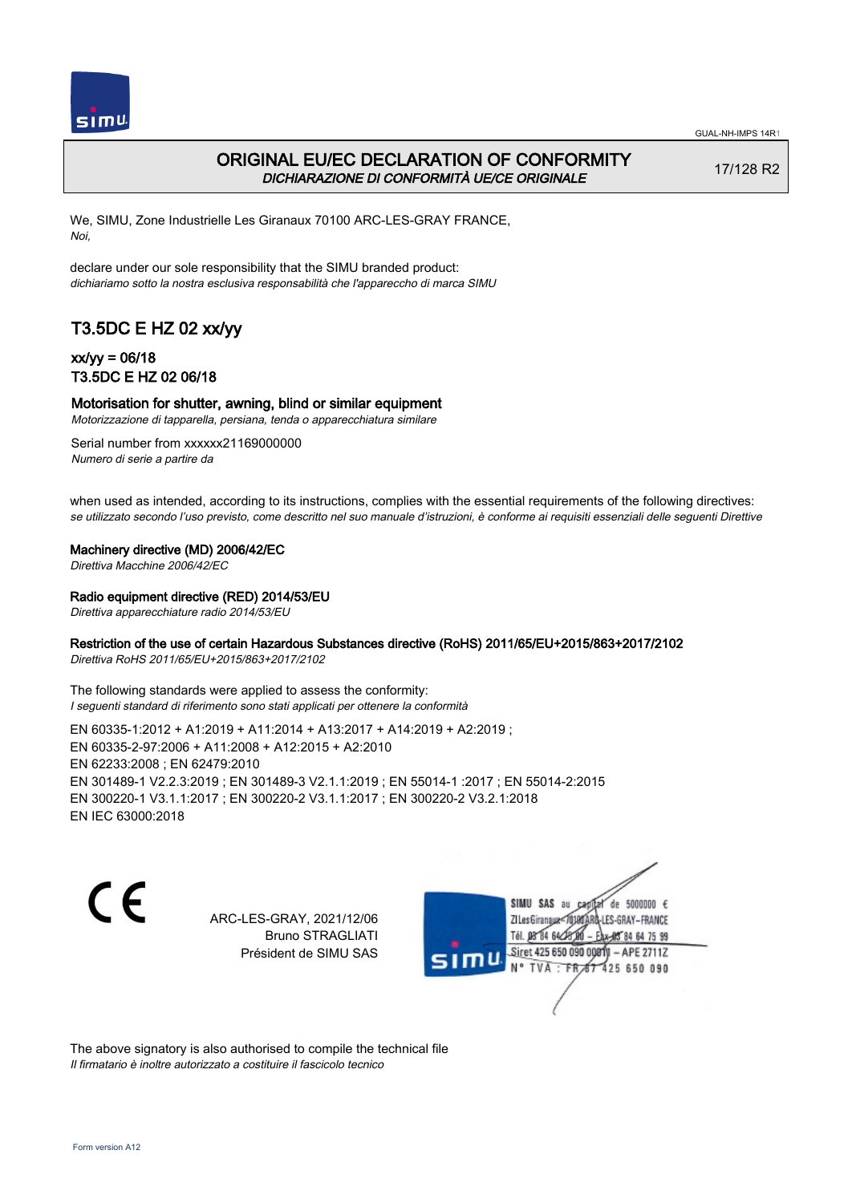# ORIGINAL EU/EC DECLARATION OF CONFORMITY

*DICHIARAZIONE DI CONFORMITÀ UE/CE ORIGINALE*

17/128 R2

We, SIMU, Zone Industrielle Les Giranaux 70100 ARC-LES-GRAY FRANCE,
*Noi,*

declare under our sole responsibility that the SIMU branded product:
*dichiariamo sotto la nostra esclusiva responsabilità che l'apparecchio di marca SIMU*

## T3.5DC E HZ 02 xx/yy

### xx/yy = 06/18
### T3.5DC E HZ 02 06/18

**Motorisation for shutter, awning, blind or similar equipment**
*Motorizzazione di tapparella, persiana, tenda o apparecchiatura similare*

Serial number from xxxxxx21169000000
*Numero di serie a partire da*

when used as intended, according to its instructions, complies with the essential requirements of the following directives:
*se utilizzato secondo l'uso previsto, come descritto nel suo manuale d'istruzioni, è conforme ai requisiti essenziali delle seguenti Direttive*

**Machinery directive (MD) 2006/42/EC**
*Direttiva Macchine 2006/42/EC*

**Radio equipment directive (RED) 2014/53/EU**
*Direttiva apparecchiature radio 2014/53/EU*

**Restriction of the use of certain Hazardous Substances directive (RoHS) 2011/65/EU+2015/863+2017/2102**
*Direttiva RoHS 2011/65/EU+2015/863+2017/2102*

The following standards were applied to assess the conformity:
*I seguenti standard di riferimento sono stati applicati per ottenere la conformità*

EN 60335-1:2012 + A1:2019 + A11:2014 + A13:2017 + A14:2019 + A2:2019 ;
EN 60335-2-97:2006 + A11:2008 + A12:2015 + A2:2010
EN 62233:2008 ; EN 62479:2010
EN 301489-1 V2.2.3:2019 ; EN 301489-3 V2.1.1:2019 ; EN 55014-1 :2017 ; EN 55014-2:2015
EN 300220-1 V3.1.1:2017 ; EN 300220-2 V3.1.1:2017 ; EN 300220-2 V3.2.1:2018
EN IEC 63000:2018

CE

ARC-LES-GRAY, 2021/12/06
Bruno STRAGLIATI
Président de SIMU SAS

SIMU SAS au capital de 5000000 €
ZI Les Giranaux 70100 ARC-LES-GRAY – FRANCE
Tél. 03 84 64 75 00 – Fax 03 84 64 75 99
Siret 425 650 090 00011 – APE 2711Z
N° TVA : FR 87 425 650 090

The above signatory is also authorised to compile the technical file
*Il firmatario è inoltre autorizzato a costituire il fascicolo tecnico*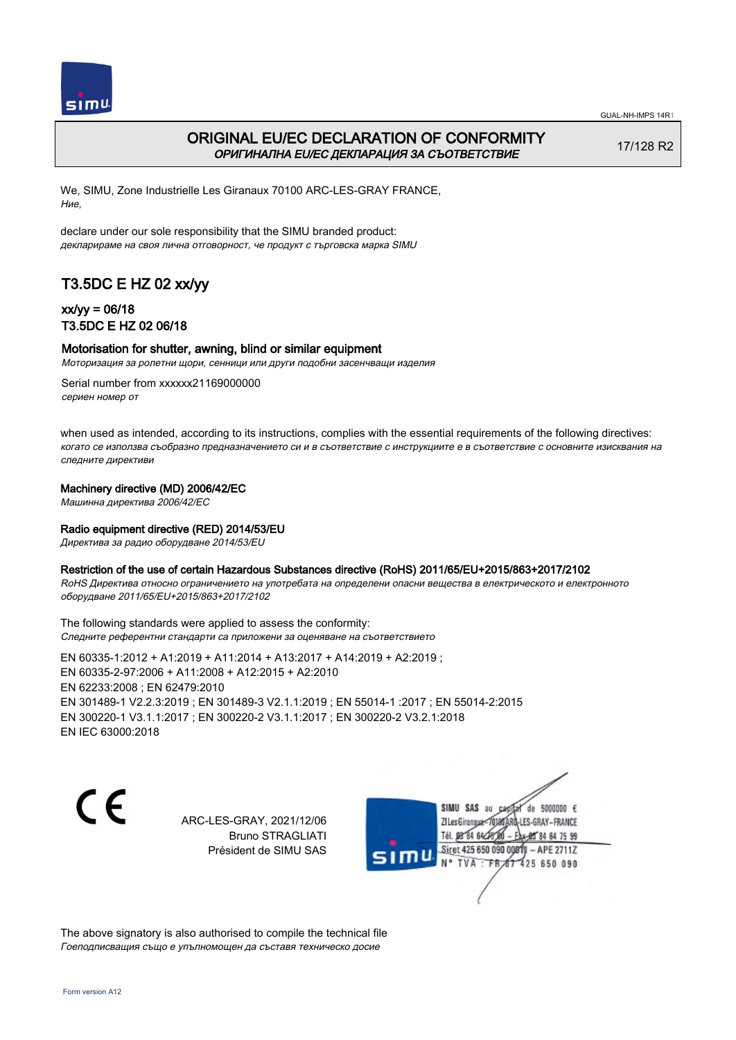# ORIGINAL EU/EC DECLARATION OF CONFORMITY
*ОРИГИНАЛНА EU/EC ДЕКЛАРАЦИЯ ЗА СЪОТВЕТСТВИЕ*

17/128 R2

We, SIMU, Zone Industrielle Les Giranaux 70100 ARC-LES-GRAY FRANCE,
*Ние,*

declare under our sole responsibility that the SIMU branded product:
*декларираме на своя лична отговорност, че продукт с търговска марка SIMU*

## T3.5DC E HZ 02 xx/yy

### xx/yy = 06/18
### T3.5DC E HZ 02 06/18

**Motorisation for shutter, awning, blind or similar equipment**
*Моторизация за ролетни щори, сенници или други подобни засенчващи изделия*

Serial number from xxxxxx21169000000
*сериен номер от*

when used as intended, according to its instructions, complies with the essential requirements of the following directives:
*когато се използва съобразно предназначението си и в съответствие с инструкциите е в съответствие с основните изисквания на следните директиви*

**Machinery directive (MD) 2006/42/EC**
*Машинна директива 2006/42/EC*

**Radio equipment directive (RED) 2014/53/EU**
*Директива за радио оборудване 2014/53/EU*

**Restriction of the use of certain Hazardous Substances directive (RoHS) 2011/65/EU+2015/863+2017/2102**
*RoHS Директива относно ограничението на употребата на определени опасни вещества в електрическото и електронното оборудване 2011/65/EU+2015/863+2017/2102*

The following standards were applied to assess the conformity:
*Следните референтни стандарти са приложени за оценяване на съответствието*

EN 60335-1:2012 + A1:2019 + A11:2014 + A13:2017 + A14:2019 + A2:2019 ;
EN 60335-2-97:2006 + A11:2008 + A12:2015 + A2:2010
EN 62233:2008 ; EN 62479:2010
EN 301489-1 V2.2.3:2019 ; EN 301489-3 V2.1.1:2019 ; EN 55014-1 :2017 ; EN 55014-2:2015
EN 300220-1 V3.1.1:2017 ; EN 300220-2 V3.1.1:2017 ; EN 300220-2 V3.2.1:2018
EN IEC 63000:2018

CE

ARC-LES-GRAY, 2021/12/06
Bruno STRAGLIATI
Président de SIMU SAS

SIMU SAS au capital de 5000000 €
ZI Les Giranaux 70100 ARC-LES-GRAY-FRANCE
Tél. 03 84 64 75 00 – Fax 03 84 64 75 99
Siret 425 650 090 00011 – APE 2711Z
N° TVA : FR 87 425 650 090

The above signatory is also authorised to compile the technical file
*Гоеподписващия също е упълномощен да съставя техническо досие*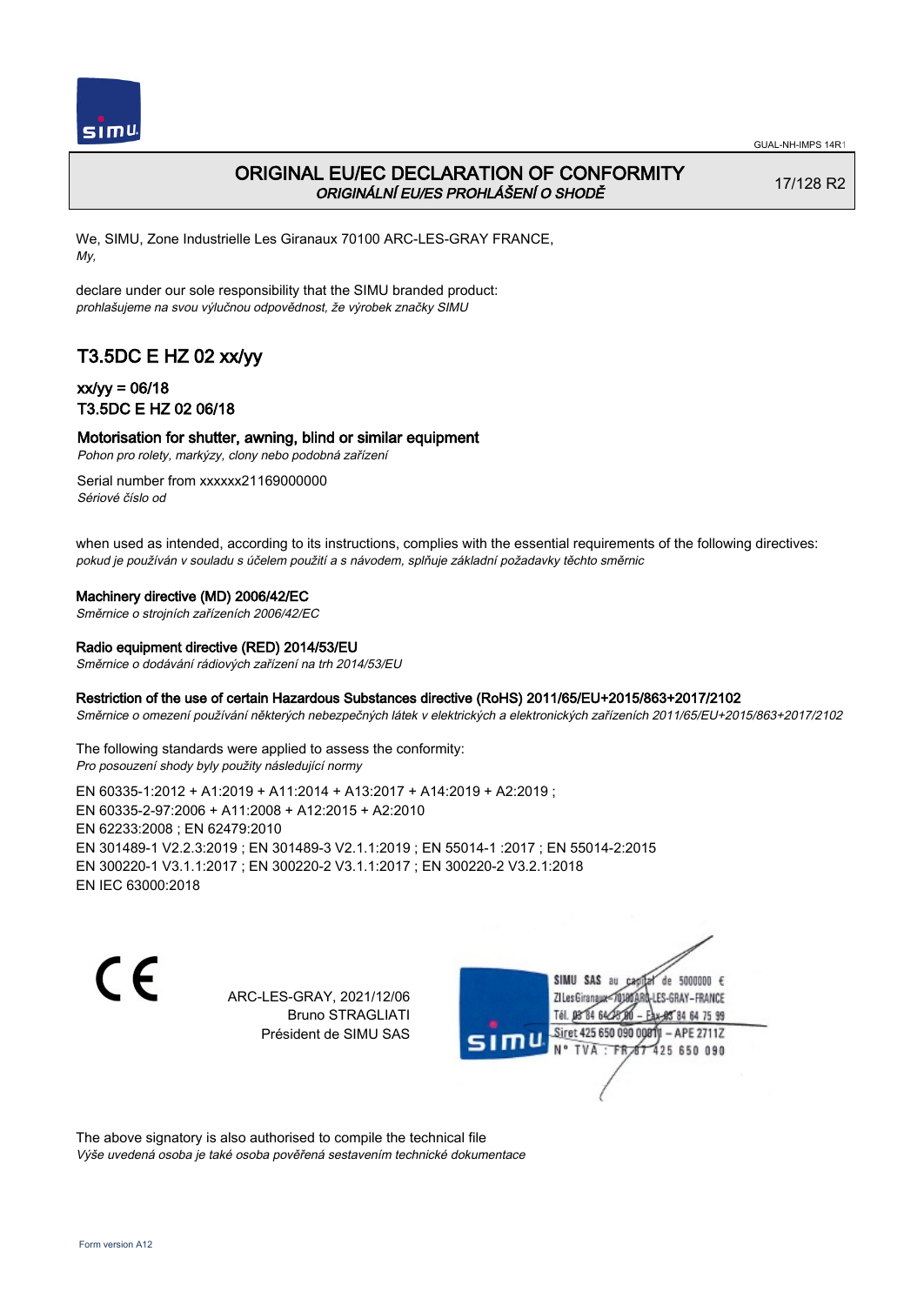GUAL-NH-IMPS 14R1

# ORIGINAL EU/EC DECLARATION OF CONFORMITY

*ORIGINÁLNÍ EU/ES PROHLÁŠENÍ O SHODĚ*

17/128 R2

We, SIMU, Zone Industrielle Les Giranaux 70100 ARC-LES-GRAY FRANCE,
*My,*

declare under our sole responsibility that the SIMU branded product:
*prohlašujeme na svou výlučnou odpovědnost, že výrobek značky SIMU*

## T3.5DC E HZ 02 xx/yy

### xx/yy = 06/18
### T3.5DC E HZ 02 06/18

**Motorisation for shutter, awning, blind or similar equipment**
*Pohon pro rolety, markýzy, clony nebo podobná zařízení*

Serial number from xxxxxx21169000000
*Sériové číslo od*

when used as intended, according to its instructions, complies with the essential requirements of the following directives:
*pokud je používán v souladu s účelem použití a s návodem, splňuje základní požadavky těchto směrnic*

**Machinery directive (MD) 2006/42/EC**
*Směrnice o strojních zařízeních 2006/42/EC*

**Radio equipment directive (RED) 2014/53/EU**
*Směrnice o dodávání rádiových zařízení na trh 2014/53/EU*

**Restriction of the use of certain Hazardous Substances directive (RoHS) 2011/65/EU+2015/863+2017/2102**
*Směrnice o omezení používání některých nebezpečných látek v elektrických a elektronických zařízeních 2011/65/EU+2015/863+2017/2102*

The following standards were applied to assess the conformity:
*Pro posouzení shody byly použity následující normy*

EN 60335-1:2012 + A1:2019 + A11:2014 + A13:2017 + A14:2019 + A2:2019 ;
EN 60335-2-97:2006 + A11:2008 + A12:2015 + A2:2010
EN 62233:2008 ; EN 62479:2010
EN 301489-1 V2.2.3:2019 ; EN 301489-3 V2.1.1:2019 ; EN 55014-1 :2017 ; EN 55014-2:2015
EN 300220-1 V3.1.1:2017 ; EN 300220-2 V3.1.1:2017 ; EN 300220-2 V3.2.1:2018
EN IEC 63000:2018

CE

ARC-LES-GRAY, 2021/12/06
Bruno STRAGLIATI
Président de SIMU SAS

SIMU SAS au capital de 5000000 €
ZI Les Giranaux 70100 ARC-LES-GRAY-FRANCE
Tél. 03 84 64 75 00 – Fax 03 84 64 75 99
Siret 425 650 090 00011 – APE 2711Z
N° TVA : FR 87 425 650 090

The above signatory is also authorised to compile the technical file
*Výše uvedená osoba je také osoba pověřená sestavením technické dokumentace*

Form version A12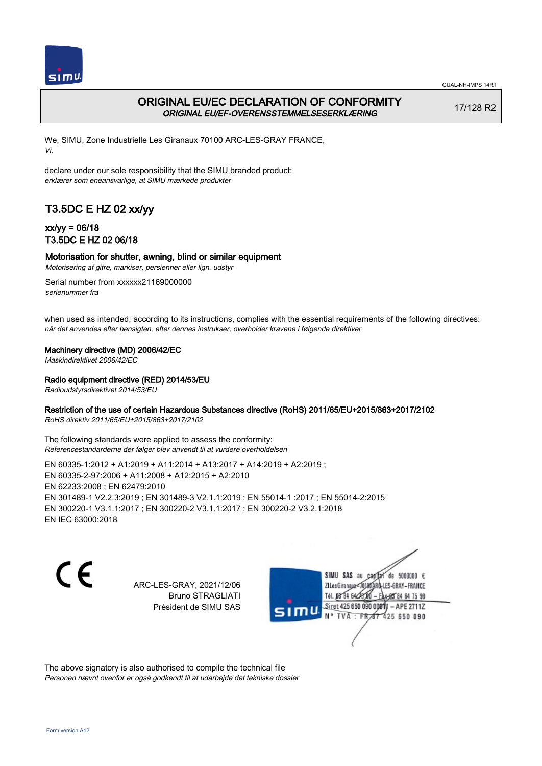# ORIGINAL EU/EC DECLARATION OF CONFORMITY

*ORIGINAL EU/EF-OVERENSSTEMMELSESERKLÆRING*

17/128 R2

We, SIMU, Zone Industrielle Les Giranaux 70100 ARC-LES-GRAY FRANCE,
*Vi,*

declare under our sole responsibility that the SIMU branded product:
*erklærer som eneansvarlige, at SIMU mærkede produkter*

## T3.5DC E HZ 02 xx/yy

### xx/yy = 06/18
### T3.5DC E HZ 02 06/18

**Motorisation for shutter, awning, blind or similar equipment**
*Motorisering af gitre, markiser, persienner eller lign. udstyr*

Serial number from xxxxxx21169000000
*serienummer fra*

when used as intended, according to its instructions, complies with the essential requirements of the following directives:
*når det anvendes efter hensigten, efter dennes instrukser, overholder kravene i følgende direktiver*

**Machinery directive (MD) 2006/42/EC**
*Maskindirektivet 2006/42/EC*

**Radio equipment directive (RED) 2014/53/EU**
*Radioudstyrsdirektivet 2014/53/EU*

**Restriction of the use of certain Hazardous Substances directive (RoHS) 2011/65/EU+2015/863+2017/2102**
*RoHS direktiv 2011/65/EU+2015/863+2017/2102*

The following standards were applied to assess the conformity:
*Referencestandarderne der følger blev anvendt til at vurdere overholdelsen*

EN 60335-1:2012 + A1:2019 + A11:2014 + A13:2017 + A14:2019 + A2:2019 ;
EN 60335-2-97:2006 + A11:2008 + A12:2015 + A2:2010
EN 62233:2008 ; EN 62479:2010
EN 301489-1 V2.2.3:2019 ; EN 301489-3 V2.1.1:2019 ; EN 55014-1 :2017 ; EN 55014-2:2015
EN 300220-1 V3.1.1:2017 ; EN 300220-2 V3.1.1:2017 ; EN 300220-2 V3.2.1:2018
EN IEC 63000:2018

CE

ARC-LES-GRAY, 2021/12/06
Bruno STRAGLIATI
Président de SIMU SAS

SIMU SAS au capital de 5000000 €
ZI Les Giranaux 70100 ARC-LES-GRAY-FRANCE
Tél. 03 84 64 75 00 – Fax 03 84 64 75 99
Siret 425 650 090 00011 – APE 2711Z
N° TVA : FR 67 425 650 090

The above signatory is also authorised to compile the technical file
*Personen nævnt ovenfor er også godkendt til at udarbejde det tekniske dossier*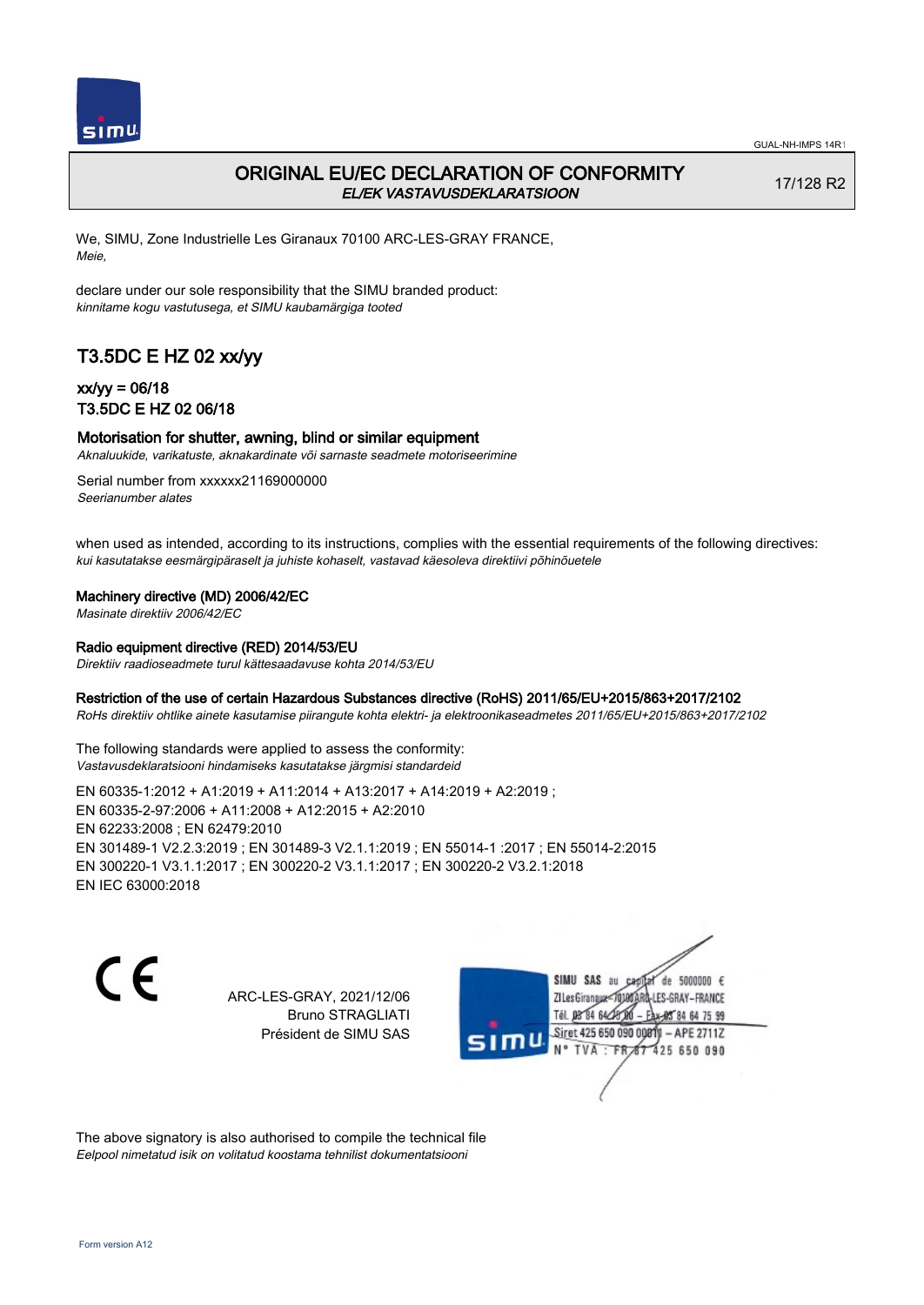# ORIGINAL EU/EC DECLARATION OF CONFORMITY

*EL/EK VASTAVUSDEKLARATSIOON*

17/128 R2

We, SIMU, Zone Industrielle Les Giranaux 70100 ARC-LES-GRAY FRANCE,
*Meie,*

declare under our sole responsibility that the SIMU branded product:
*kinnitame kogu vastutusega, et SIMU kaubamärgiga tooted*

## T3.5DC E HZ 02 xx/yy

### xx/yy = 06/18
### T3.5DC E HZ 02 06/18

**Motorisation for shutter, awning, blind or similar equipment**
*Aknaluukide, varikatuste, aknakardinate või sarnaste seadmete motoriseerimine*

Serial number from xxxxxx21169000000
*Seerianumber alates*

when used as intended, according to its instructions, complies with the essential requirements of the following directives:
*kui kasutatakse eesmärgipäraselt ja juhiste kohaselt, vastavad käesoleva direktiivi põhinõuetele*

**Machinery directive (MD) 2006/42/EC**
*Masinate direktiiv 2006/42/EC*

**Radio equipment directive (RED) 2014/53/EU**
*Direktiiv raadioseadmete turul kättesaadavuse kohta 2014/53/EU*

**Restriction of the use of certain Hazardous Substances directive (RoHS) 2011/65/EU+2015/863+2017/2102**
*RoHs direktiiv ohtlike ainete kasutamise piirangute kohta elektri- ja elektroonikaseadmetes 2011/65/EU+2015/863+2017/2102*

The following standards were applied to assess the conformity:
*Vastavusdeklaratsiooni hindamiseks kasutatakse järgmisi standardeid*

EN 60335-1:2012 + A1:2019 + A11:2014 + A13:2017 + A14:2019 + A2:2019 ;
EN 60335-2-97:2006 + A11:2008 + A12:2015 + A2:2010
EN 62233:2008 ; EN 62479:2010
EN 301489-1 V2.2.3:2019 ; EN 301489-3 V2.1.1:2019 ; EN 55014-1 :2017 ; EN 55014-2:2015
EN 300220-1 V3.1.1:2017 ; EN 300220-2 V3.1.1:2017 ; EN 300220-2 V3.2.1:2018
EN IEC 63000:2018

CE

ARC-LES-GRAY, 2021/12/06
Bruno STRAGLIATI
Président de SIMU SAS

SIMU SAS au capital de 5000000 €
ZI Les Giranaux 70100 ARC-LES-GRAY-FRANCE
Tél. 03 84 64 75 00 – Fax 03 84 64 75 99
Siret 425 650 090 00011 – APE 2711Z
N° TVA : FR 67 425 650 090

The above signatory is also authorised to compile the technical file
*Eelpool nimetatud isik on volitatud koostama tehnilist dokumentatsiooni*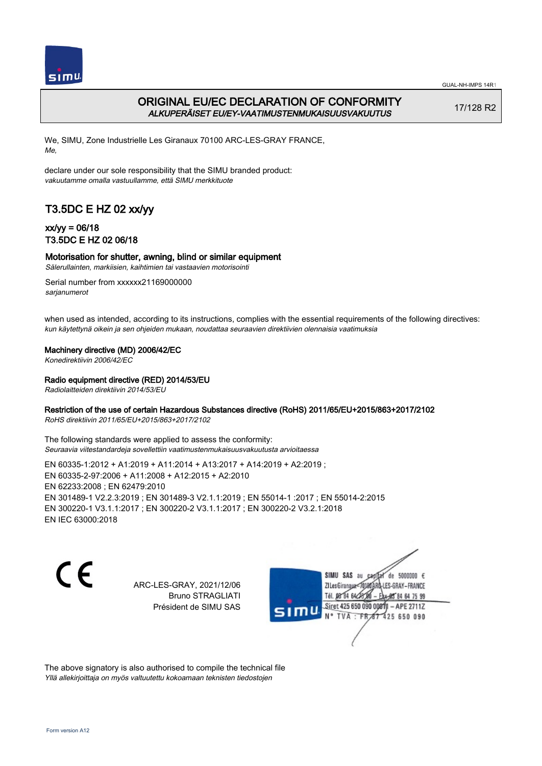# ORIGINAL EU/EC DECLARATION OF CONFORMITY
*ALKUPERÄISET EU/EY-VAATIMUSTENMUKAISUUSVAKUUTUS*

17/128 R2

We, SIMU, Zone Industrielle Les Giranaux 70100 ARC-LES-GRAY FRANCE,
*Me,*

declare under our sole responsibility that the SIMU branded product:
*vakuutamme omalla vastuullamme, että SIMU merkkituote*

## T3.5DC E HZ 02 xx/yy

### xx/yy = 06/18
### T3.5DC E HZ 02 06/18

**Motorisation for shutter, awning, blind or similar equipment**
*Sälerullainten, markiisien, kaihtimien tai vastaavien motorisointi*

Serial number from xxxxxx21169000000
*sarjanumerot*

when used as intended, according to its instructions, complies with the essential requirements of the following directives:
*kun käytettynä oikein ja sen ohjeiden mukaan, noudattaa seuraavien direktiivien olennaisia vaatimuksia*

**Machinery directive (MD) 2006/42/EC**
*Konedirektiivin 2006/42/EC*

**Radio equipment directive (RED) 2014/53/EU**
*Radiolaitteiden direktiivin 2014/53/EU*

**Restriction of the use of certain Hazardous Substances directive (RoHS) 2011/65/EU+2015/863+2017/2102**
*RoHS direktiivin 2011/65/EU+2015/863+2017/2102*

The following standards were applied to assess the conformity:
*Seuraavia viitestandardeja sovellettiin vaatimustenmukaisuusvakuutusta arvioitaessa*

EN 60335-1:2012 + A1:2019 + A11:2014 + A13:2017 + A14:2019 + A2:2019 ;
EN 60335-2-97:2006 + A11:2008 + A12:2015 + A2:2010
EN 62233:2008 ; EN 62479:2010
EN 301489-1 V2.2.3:2019 ; EN 301489-3 V2.1.1:2019 ; EN 55014-1 :2017 ; EN 55014-2:2015
EN 300220-1 V3.1.1:2017 ; EN 300220-2 V3.1.1:2017 ; EN 300220-2 V3.2.1:2018
EN IEC 63000:2018

CE

ARC-LES-GRAY, 2021/12/06
Bruno STRAGLIATI
Président de SIMU SAS

SIMU SAS au capital de 5000000 €
ZI Les Giranaux 70100 ARC-LES-GRAY-FRANCE
Tél. 03 84 64 75 00 – Fax 03 84 64 75 99
Siret 425 650 090 00011 – APE 2711Z
N° TVA : FR 67 425 650 090

The above signatory is also authorised to compile the technical file
*Yllä allekirjoittaja on myös valtuutettu kokoamaan teknisten tiedostojen*

Form version A12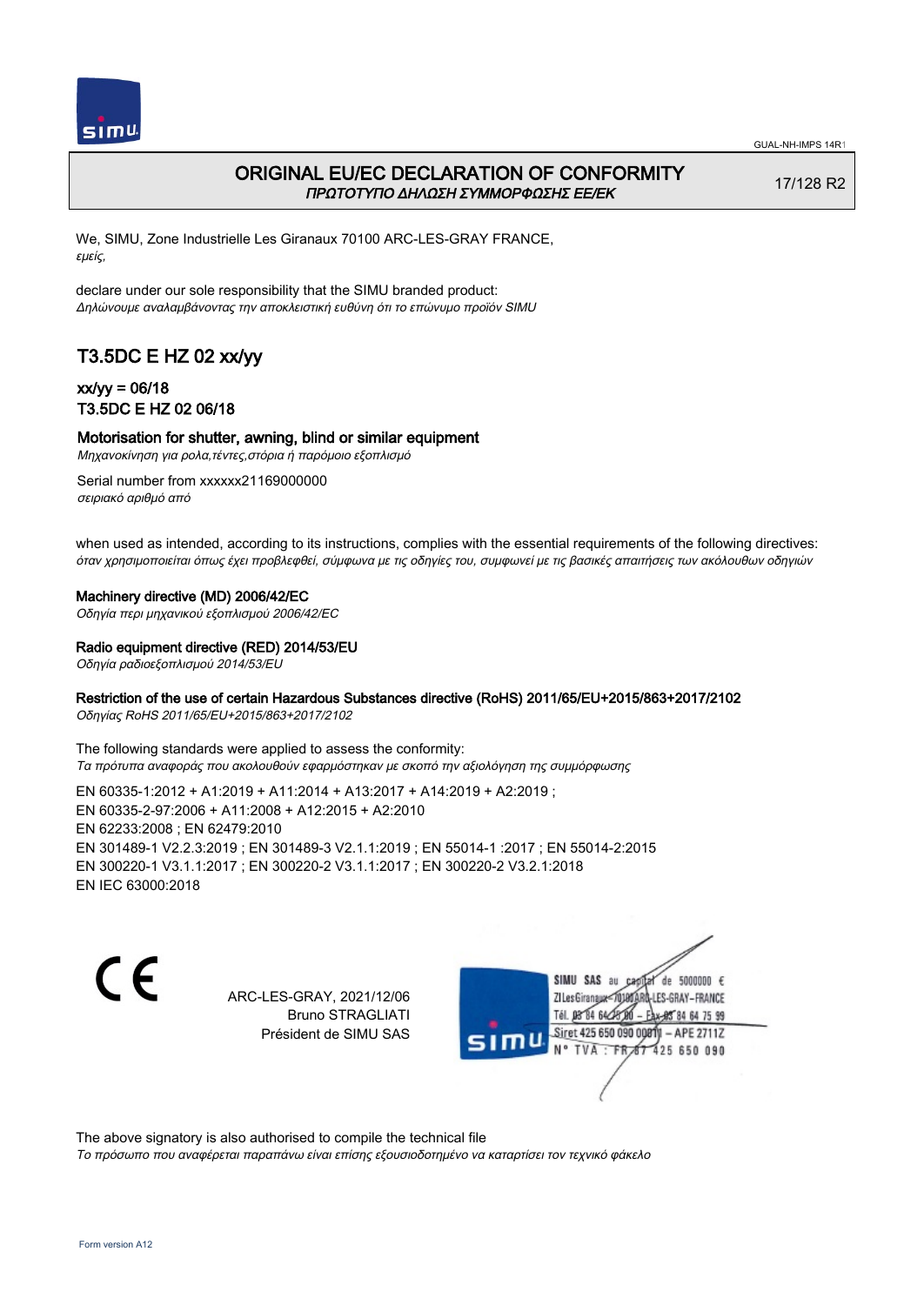# ORIGINAL EU/EC DECLARATION OF CONFORMITY
*ΠΡΩΤΟΤΥΠΟ ΔΗΛΩΣΗ ΣΥΜΜΟΡΦΩΣΗΣ ΕΕ/ΕΚ*

17/128 R2

We, SIMU, Zone Industrielle Les Giranaux 70100 ARC-LES-GRAY FRANCE,
*εμείς,*

declare under our sole responsibility that the SIMU branded product:
*Δηλώνουμε αναλαμβάνοντας την αποκλειστική ευθύνη ότι το επώνυμο προϊόν SIMU*

## T3.5DC E HZ 02 xx/yy

### xx/yy = 06/18
### T3.5DC E HZ 02 06/18

**Motorisation for shutter, awning, blind or similar equipment**
*Μηχανοκίνηση για ρολα,τέντες,στόρια ή παρόμοιο εξοπλισμό*

Serial number from xxxxxx21169000000
*σειριακό αριθμό από*

when used as intended, according to its instructions, complies with the essential requirements of the following directives:
*όταν χρησιμοποιείται όπως έχει προβλεφθεί, σύμφωνα με τις οδηγίες του, συμφωνεί με τις βασικές απαιτήσεις των ακόλουθων οδηγιών*

**Machinery directive (MD) 2006/42/EC**
*Οδηγία περι μηχανικού εξοπλισμού 2006/42/EC*

**Radio equipment directive (RED) 2014/53/EU**
*Οδηγία ραδιοεξοπλισμού 2014/53/EU*

**Restriction of the use of certain Hazardous Substances directive (RoHS) 2011/65/EU+2015/863+2017/2102**
*Οδηγίας RoHS 2011/65/EU+2015/863+2017/2102*

The following standards were applied to assess the conformity:
*Τα πρότυπα αναφοράς που ακολουθούν εφαρμόστηκαν με σκοπό την αξιολόγηση της συμμόρφωσης*

EN 60335-1:2012 + A1:2019 + A11:2014 + A13:2017 + A14:2019 + A2:2019 ;
EN 60335-2-97:2006 + A11:2008 + A12:2015 + A2:2010
EN 62233:2008 ; EN 62479:2010
EN 301489-1 V2.2.3:2019 ; EN 301489-3 V2.1.1:2019 ; EN 55014-1 :2017 ; EN 55014-2:2015
EN 300220-1 V3.1.1:2017 ; EN 300220-2 V3.1.1:2017 ; EN 300220-2 V3.2.1:2018
EN IEC 63000:2018

ARC-LES-GRAY, 2021/12/06
Bruno STRAGLIATI
Président de SIMU SAS

SIMU SAS au capital de 5000000 €
ZI Les Giranaux 70100 ARC-LES-GRAY-FRANCE
Tél. 03 84 64 78 00 – Fax 03 84 64 75 99
Siret 425 650 090 00011 – APE 2711Z
N° TVA : FR 67 425 650 090

The above signatory is also authorised to compile the technical file
*Το πρόσωπο που αναφέρεται παραπάνω είναι επίσης εξουσιοδοτημένο να καταρτίσει τον τεχνικό φάκελο*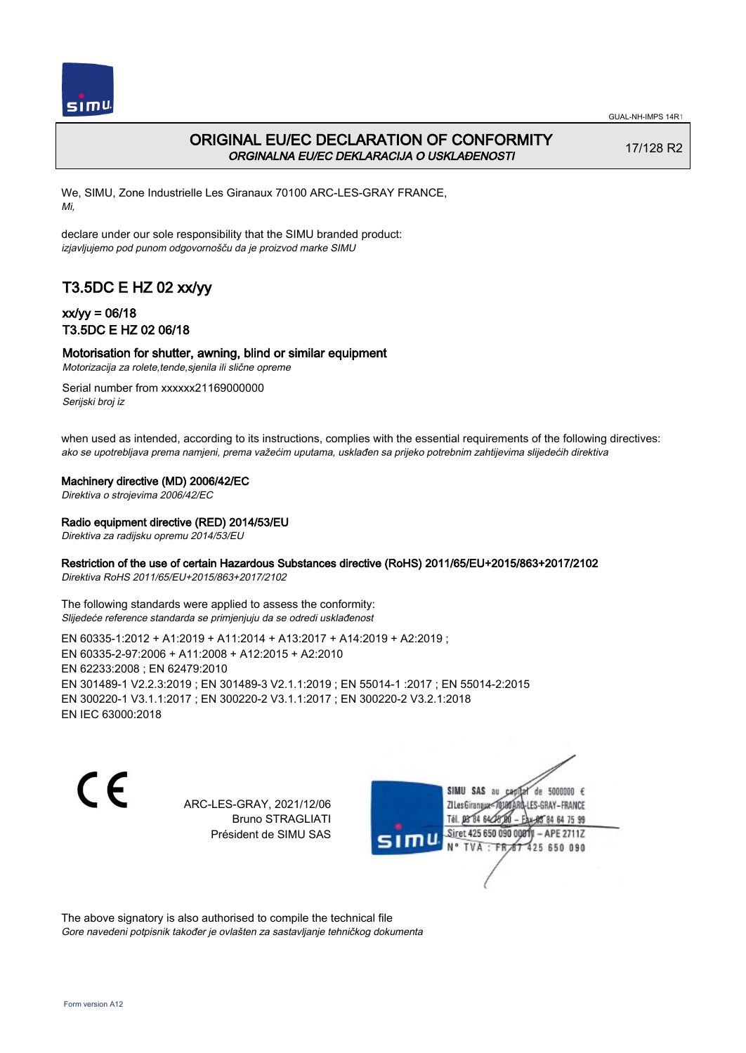GUAL-NH-IMPS 14R1

# ORIGINAL EU/EC DECLARATION OF CONFORMITY

*ORGINALNA EU/EC DEKLARACIJA O USKLAĐENOSTI*

17/128 R2

We, SIMU, Zone Industrielle Les Giranaux 70100 ARC-LES-GRAY FRANCE,
*Mi,*

declare under our sole responsibility that the SIMU branded product:
*izjavljujemo pod punom odgovornošču da je proizvod marke SIMU*

## T3.5DC E HZ 02 xx/yy

### xx/yy = 06/18
### T3.5DC E HZ 02 06/18

**Motorisation for shutter, awning, blind or similar equipment**
*Motorizacija za rolete,tende,sjenila ili slične opreme*

Serial number from xxxxxx21169000000
*Serijski broj iz*

when used as intended, according to its instructions, complies with the essential requirements of the following directives:
*ako se upotrebljava prema namjeni, prema važećim uputama, usklađen sa prijeko potrebnim zahtijevima slijedećih direktiva*

**Machinery directive (MD) 2006/42/EC**
*Direktiva o strojevima 2006/42/EC*

**Radio equipment directive (RED) 2014/53/EU**
*Direktiva za radijsku opremu 2014/53/EU*

**Restriction of the use of certain Hazardous Substances directive (RoHS) 2011/65/EU+2015/863+2017/2102**
*Direktiva RoHS 2011/65/EU+2015/863+2017/2102*

The following standards were applied to assess the conformity:
*Slijedeće reference standarda se primjenjuju da se odredi usklađenost*

EN 60335-1:2012 + A1:2019 + A11:2014 + A13:2017 + A14:2019 + A2:2019 ;
EN 60335-2-97:2006 + A11:2008 + A12:2015 + A2:2010
EN 62233:2008 ; EN 62479:2010
EN 301489-1 V2.2.3:2019 ; EN 301489-3 V2.1.1:2019 ; EN 55014-1 :2017 ; EN 55014-2:2015
EN 300220-1 V3.1.1:2017 ; EN 300220-2 V3.1.1:2017 ; EN 300220-2 V3.2.1:2018
EN IEC 63000:2018

ARC-LES-GRAY, 2021/12/06
Bruno STRAGLIATI
Président de SIMU SAS

SIMU SAS au capital de 5000000 €
ZI Les Giranaux 70100 ARC-LES-GRAY-FRANCE
Tél. 03 84 64 75 00 – Fax 03 84 64 75 99
Siret 425 650 090 00011 – APE 2711Z
N° TVA : FR 87 425 650 090

The above signatory is also authorised to compile the technical file
*Gore navedeni potpisnik također je ovlašten za sastavljanje tehničkog dokumenta*

Form version A12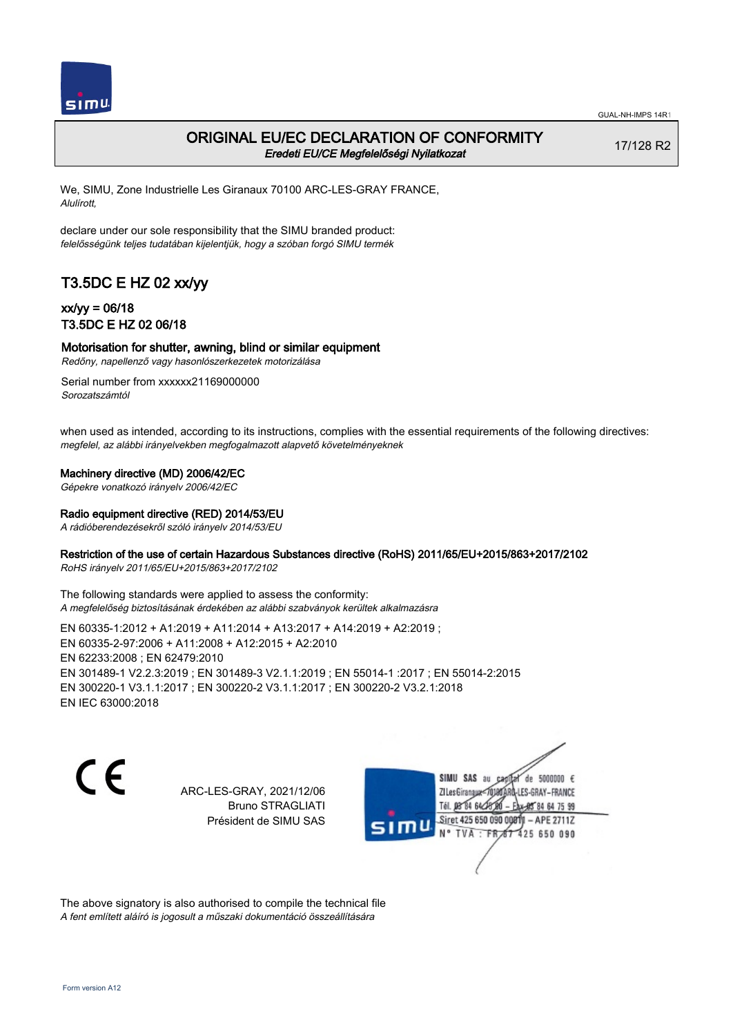GUAL-NH-IMPS 14R1

# ORIGINAL EU/EC DECLARATION OF CONFORMITY

*Eredeti EU/CE Megfelelőségi Nyilatkozat*

17/128 R2

We, SIMU, Zone Industrielle Les Giranaux 70100 ARC-LES-GRAY FRANCE,
*Alulírott,*

declare under our sole responsibility that the SIMU branded product:
*felelősségünk teljes tudatában kijelentjük, hogy a szóban forgó SIMU termék*

## T3.5DC E HZ 02 xx/yy

### xx/yy = 06/18
### T3.5DC E HZ 02 06/18

**Motorisation for shutter, awning, blind or similar equipment**
*Redőny, napellenző vagy hasonlószerkezetek motorizálása*

Serial number from xxxxxx21169000000
*Sorozatszámtól*

when used as intended, according to its instructions, complies with the essential requirements of the following directives:
*megfelel, az alábbi irányelvekben megfogalmazott alapvető követelményeknek*

**Machinery directive (MD) 2006/42/EC**
*Gépekre vonatkozó irányelv 2006/42/EC*

**Radio equipment directive (RED) 2014/53/EU**
*A rádióberendezésekről szóló irányelv 2014/53/EU*

**Restriction of the use of certain Hazardous Substances directive (RoHS) 2011/65/EU+2015/863+2017/2102**
*RoHS irányelv 2011/65/EU+2015/863+2017/2102*

The following standards were applied to assess the conformity:
*A megfelelőség biztosításának érdekében az alábbi szabványok kerültek alkalmazásra*

EN 60335-1:2012 + A1:2019 + A11:2014 + A13:2017 + A14:2019 + A2:2019 ;
EN 60335-2-97:2006 + A11:2008 + A12:2015 + A2:2010
EN 62233:2008 ; EN 62479:2010
EN 301489-1 V2.2.3:2019 ; EN 301489-3 V2.1.1:2019 ; EN 55014-1 :2017 ; EN 55014-2:2015
EN 300220-1 V3.1.1:2017 ; EN 300220-2 V3.1.1:2017 ; EN 300220-2 V3.2.1:2018
EN IEC 63000:2018

CE

ARC-LES-GRAY, 2021/12/06
Bruno STRAGLIATI
Président de SIMU SAS

SIMU SAS au capital de 5000000 €
ZI Les Giranaux 70100 ARC-LES-GRAY-FRANCE
Tél. 03 84 64 75 00 – Fax 03 84 64 75 99
Siret 425 650 090 00011 – APE 2711Z
N° TVA : FR 67 425 650 090

The above signatory is also authorised to compile the technical file
*A fent említett aláíró is jogosult a műszaki dokumentáció összeállítására*

Form version A12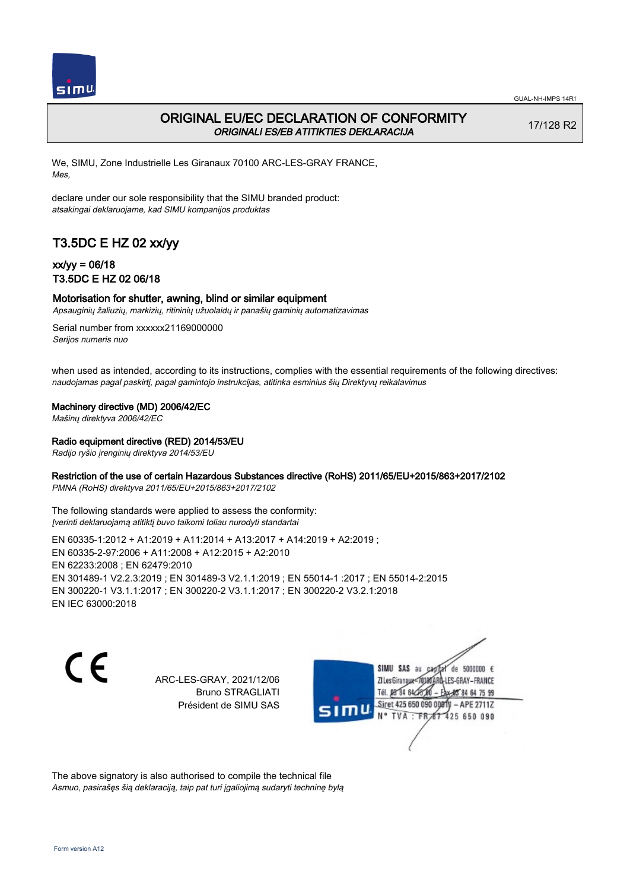# ORIGINAL EU/EC DECLARATION OF CONFORMITY

*ORIGINALI ES/EB ATITIKTIES DEKLARACIJA*

17/128 R2

We, SIMU, Zone Industrielle Les Giranaux 70100 ARC-LES-GRAY FRANCE,
*Mes,*

declare under our sole responsibility that the SIMU branded product:
*atsakingai deklaruojame, kad SIMU kompanijos produktas*

## T3.5DC E HZ 02 xx/yy

### xx/yy = 06/18
### T3.5DC E HZ 02 06/18

**Motorisation for shutter, awning, blind or similar equipment**
*Apsauginių žaliuzių, markizių, ritininių užuolaidų ir panašių gaminių automatizavimas*

Serial number from xxxxxx21169000000
*Serijos numeris nuo*

when used as intended, according to its instructions, complies with the essential requirements of the following directives:
*naudojamas pagal paskirtį, pagal gamintojo instrukcijas, atitinka esminius šių Direktyvų reikalavimus*

**Machinery directive (MD) 2006/42/EC**
*Mašinų direktyva 2006/42/EC*

**Radio equipment directive (RED) 2014/53/EU**
*Radijo ryšio įrenginių direktyva 2014/53/EU*

**Restriction of the use of certain Hazardous Substances directive (RoHS) 2011/65/EU+2015/863+2017/2102**
*PMNA (RoHS) direktyva 2011/65/EU+2015/863+2017/2102*

The following standards were applied to assess the conformity:
*Įverinti deklaruojamą atitiktį buvo taikomi toliau nurodyti standartai*

EN 60335-1:2012 + A1:2019 + A11:2014 + A13:2017 + A14:2019 + A2:2019 ;
EN 60335-2-97:2006 + A11:2008 + A12:2015 + A2:2010
EN 62233:2008 ; EN 62479:2010
EN 301489-1 V2.2.3:2019 ; EN 301489-3 V2.1.1:2019 ; EN 55014-1 :2017 ; EN 55014-2:2015
EN 300220-1 V3.1.1:2017 ; EN 300220-2 V3.1.1:2017 ; EN 300220-2 V3.2.1:2018
EN IEC 63000:2018

CE

ARC-LES-GRAY, 2021/12/06
Bruno STRAGLIATI
Président de SIMU SAS

SIMU SAS au capital de 5000000 €
ZI Les Giranaux 70100 ARC-LES-GRAY-FRANCE
Tél. 03 84 64 78 00 – Fax 03 84 64 75 99
Siret 425 650 090 00011 – APE 2711Z
N° TVA : FR 67 425 650 090

The above signatory is also authorised to compile the technical file
*Asmuo, pasirašęs šią deklaraciją, taip pat turi įgaliojimą sudaryti techninę bylą*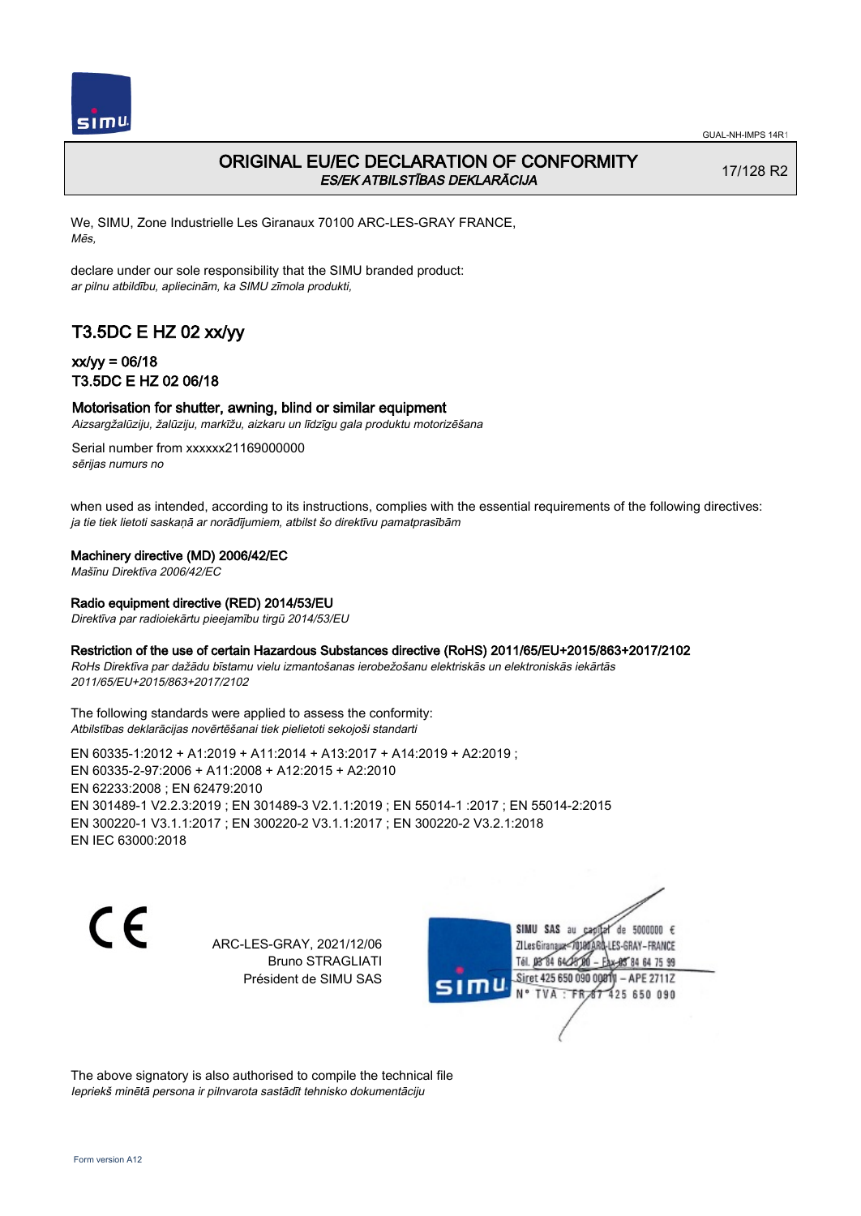# ORIGINAL EU/EC DECLARATION OF CONFORMITY

*ES/EK ATBILSTĪBAS DEKLARĀCIJA*

17/128 R2

We, SIMU, Zone Industrielle Les Giranaux 70100 ARC-LES-GRAY FRANCE,
*Mēs,*

declare under our sole responsibility that the SIMU branded product:
*ar pilnu atbildību, apliecinām, ka SIMU zīmola produkti,*

## T3.5DC E HZ 02 xx/yy

### xx/yy = 06/18
### T3.5DC E HZ 02 06/18

**Motorisation for shutter, awning, blind or similar equipment**
*Aizsargžalūziju, žalūziju, markīžu, aizkaru un līdzīgu gala produktu motorizēšana*

Serial number from xxxxxx21169000000
*sērijas numurs no*

when used as intended, according to its instructions, complies with the essential requirements of the following directives:
*ja tie tiek lietoti saskaņā ar norādījumiem, atbilst šo direktīvu pamatprasībām*

**Machinery directive (MD) 2006/42/EC**
*Mašīnu Direktīva 2006/42/EC*

**Radio equipment directive (RED) 2014/53/EU**
*Direktīva par radioiekārtu pieejamību tirgū 2014/53/EU*

**Restriction of the use of certain Hazardous Substances directive (RoHS) 2011/65/EU+2015/863+2017/2102**
*RoHs Direktīva par dažādu bīstamu vielu izmantošanas ierobežošanu elektriskās un elektroniskās iekārtās 2011/65/EU+2015/863+2017/2102*

The following standards were applied to assess the conformity:
*Atbilstības deklarācijas novērtēšanai tiek pielietoti sekojoši standarti*

EN 60335-1:2012 + A1:2019 + A11:2014 + A13:2017 + A14:2019 + A2:2019 ;
EN 60335-2-97:2006 + A11:2008 + A12:2015 + A2:2010
EN 62233:2008 ; EN 62479:2010
EN 301489-1 V2.2.3:2019 ; EN 301489-3 V2.1.1:2019 ; EN 55014-1 :2017 ; EN 55014-2:2015
EN 300220-1 V3.1.1:2017 ; EN 300220-2 V3.1.1:2017 ; EN 300220-2 V3.2.1:2018
EN IEC 63000:2018

CE

ARC-LES-GRAY, 2021/12/06
Bruno STRAGLIATI
Président de SIMU SAS

SIMU SAS au capital de 5000000 €
ZI Les Giranaux 70100 ARC-LES-GRAY-FRANCE
Tél. 03 84 64 78 00 – Fax 03 84 64 75 99
Siret 425 650 090 00011 – APE 2711Z
N° TVA : FR 67 425 650 090

The above signatory is also authorised to compile the technical file
*Iepriekš minētā persona ir pilnvarota sastādīt tehnisko dokumentāciju*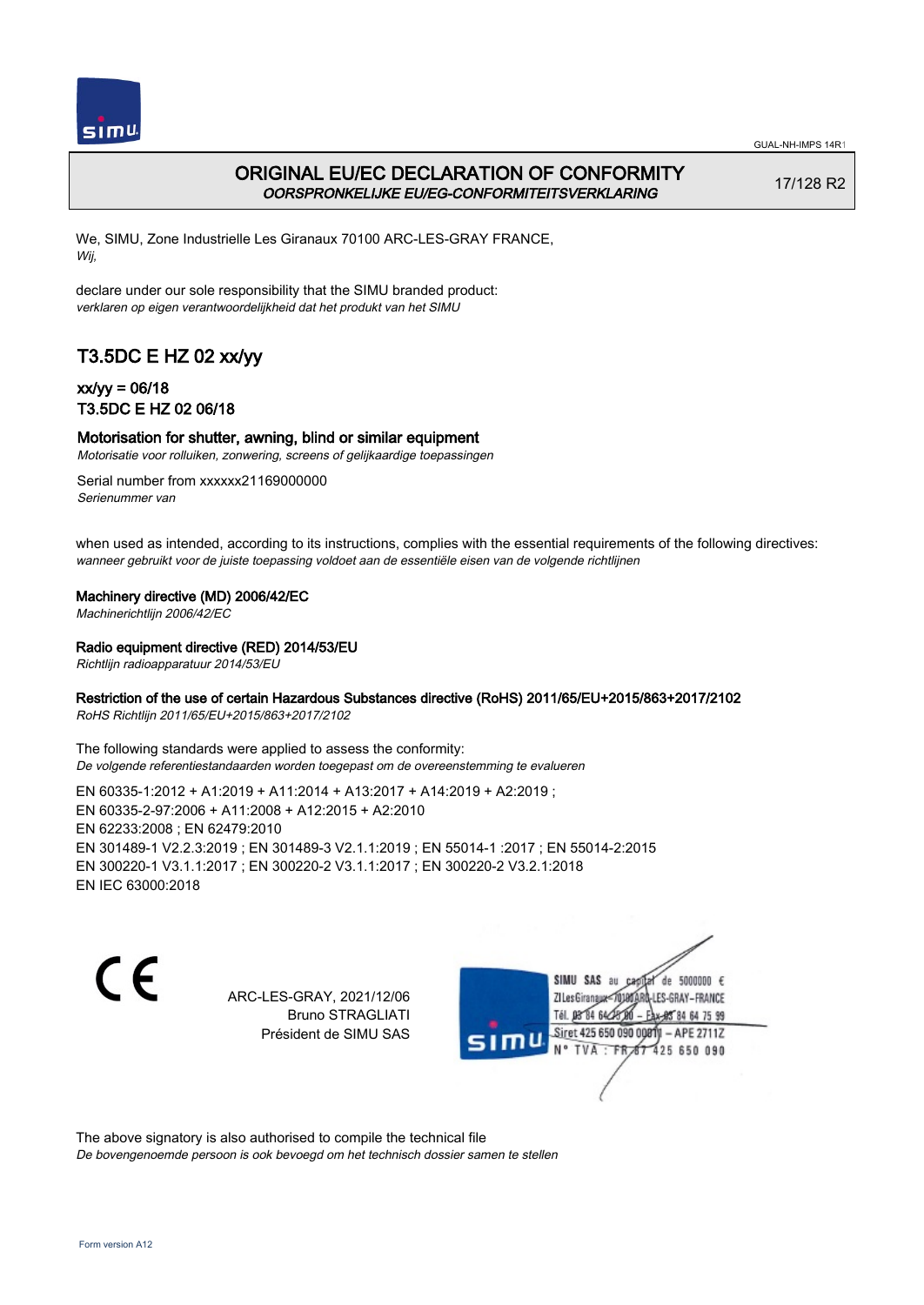# ORIGINAL EU/EC DECLARATION OF CONFORMITY
*OORSPRONKELIJKE EU/EG-CONFORMITEITSVERKLARING*

17/128 R2

We, SIMU, Zone Industrielle Les Giranaux 70100 ARC-LES-GRAY FRANCE,
*Wij,*

declare under our sole responsibility that the SIMU branded product:
*verklaren op eigen verantwoordelijkheid dat het produkt van het SIMU*

## T3.5DC E HZ 02 xx/yy

### xx/yy = 06/18
### T3.5DC E HZ 02 06/18

**Motorisation for shutter, awning, blind or similar equipment**
*Motorisatie voor rolluiken, zonwering, screens of gelijkaardige toepassingen*

Serial number from xxxxxx21169000000
*Serienummer van*

when used as intended, according to its instructions, complies with the essential requirements of the following directives:
*wanneer gebruikt voor de juiste toepassing voldoet aan de essentiële eisen van de volgende richtlijnen*

**Machinery directive (MD) 2006/42/EC**
*Machinerichtlijn 2006/42/EC*

**Radio equipment directive (RED) 2014/53/EU**
*Richtlijn radioapparatuur 2014/53/EU*

**Restriction of the use of certain Hazardous Substances directive (RoHS) 2011/65/EU+2015/863+2017/2102**
*RoHS Richtlijn 2011/65/EU+2015/863+2017/2102*

The following standards were applied to assess the conformity:
*De volgende referentiestandaarden worden toegepast om de overeenstemming te evalueren*

EN 60335-1:2012 + A1:2019 + A11:2014 + A13:2017 + A14:2019 + A2:2019 ;
EN 60335-2-97:2006 + A11:2008 + A12:2015 + A2:2010
EN 62233:2008 ; EN 62479:2010
EN 301489-1 V2.2.3:2019 ; EN 301489-3 V2.1.1:2019 ; EN 55014-1 :2017 ; EN 55014-2:2015
EN 300220-1 V3.1.1:2017 ; EN 300220-2 V3.1.1:2017 ; EN 300220-2 V3.2.1:2018
EN IEC 63000:2018

ARC-LES-GRAY, 2021/12/06
Bruno STRAGLIATI
Président de SIMU SAS

SIMU SAS au capital de 5000000 €
ZI Les Giranaux 70100 ARC-LES-GRAY–FRANCE
Tél. 03 84 64 75 00 – Fax 03 84 64 75 99
Siret 425 650 090 00011 – APE 2711Z
N° TVA : FR 67 425 650 090

The above signatory is also authorised to compile the technical file
*De bovengenoemde persoon is ook bevoegd om het technisch dossier samen te stellen*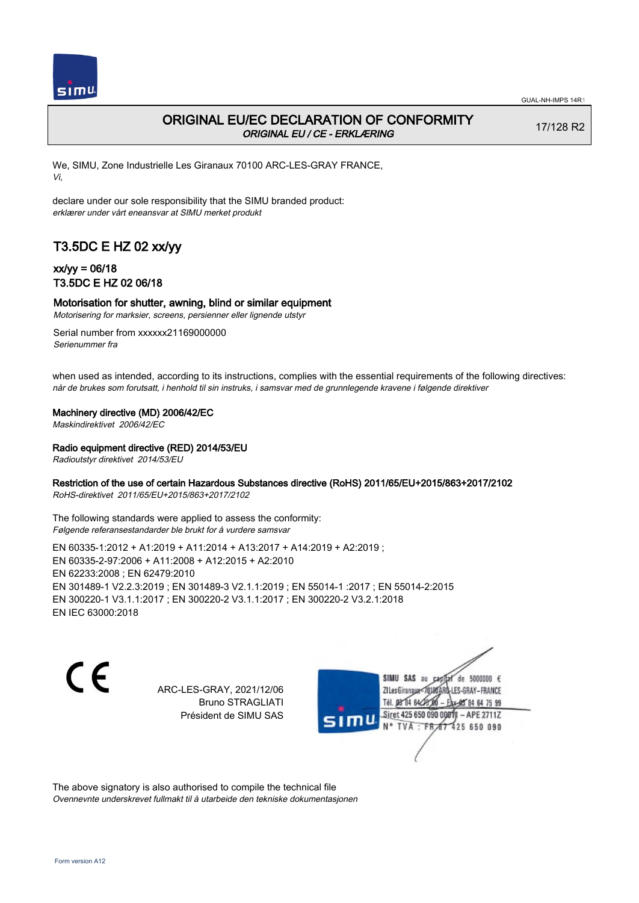# ORIGINAL EU/EC DECLARATION OF CONFORMITY

*ORIGINAL EU / CE - ERKLÆRING*

17/128 R2

We, SIMU, Zone Industrielle Les Giranaux 70100 ARC-LES-GRAY FRANCE,
*Vi,*

declare under our sole responsibility that the SIMU branded product:
*erklærer under vårt eneansvar at SIMU merket produkt*

## T3.5DC E HZ 02 xx/yy

### xx/yy = 06/18
### T3.5DC E HZ 02 06/18

**Motorisation for shutter, awning, blind or similar equipment**
*Motorisering for marksier, screens, persienner eller lignende utstyr*

Serial number from xxxxxx21169000000
*Serienummer fra*

when used as intended, according to its instructions, complies with the essential requirements of the following directives:
*når de brukes som forutsatt, i henhold til sin instruks, i samsvar med de grunnlegende kravene i følgende direktiver*

**Machinery directive (MD) 2006/42/EC**
*Maskindirektivet 2006/42/EC*

**Radio equipment directive (RED) 2014/53/EU**
*Radioutstyr direktivet 2014/53/EU*

**Restriction of the use of certain Hazardous Substances directive (RoHS) 2011/65/EU+2015/863+2017/2102**
*RoHS-direktivet 2011/65/EU+2015/863+2017/2102*

The following standards were applied to assess the conformity:
*Følgende referansestandarder ble brukt for å vurdere samsvar*

EN 60335-1:2012 + A1:2019 + A11:2014 + A13:2017 + A14:2019 + A2:2019 ;
EN 60335-2-97:2006 + A11:2008 + A12:2015 + A2:2010
EN 62233:2008 ; EN 62479:2010
EN 301489-1 V2.2.3:2019 ; EN 301489-3 V2.1.1:2019 ; EN 55014-1 :2017 ; EN 55014-2:2015
EN 300220-1 V3.1.1:2017 ; EN 300220-2 V3.1.1:2017 ; EN 300220-2 V3.2.1:2018
EN IEC 63000:2018

CE

ARC-LES-GRAY, 2021/12/06
Bruno STRAGLIATI
Président de SIMU SAS

SIMU SAS au capital de 5000000 €
ZI Les Giranaux 70100 ARC-LES-GRAY-FRANCE
Tél. 03 84 64 75 00 – Fax 03 84 64 75 99
Siret 425 650 090 00011 – APE 2711Z
N° TVA : FR 87 425 650 090

The above signatory is also authorised to compile the technical file
*Ovennevnte underskrevet fullmakt til å utarbeide den tekniske dokumentasjonen*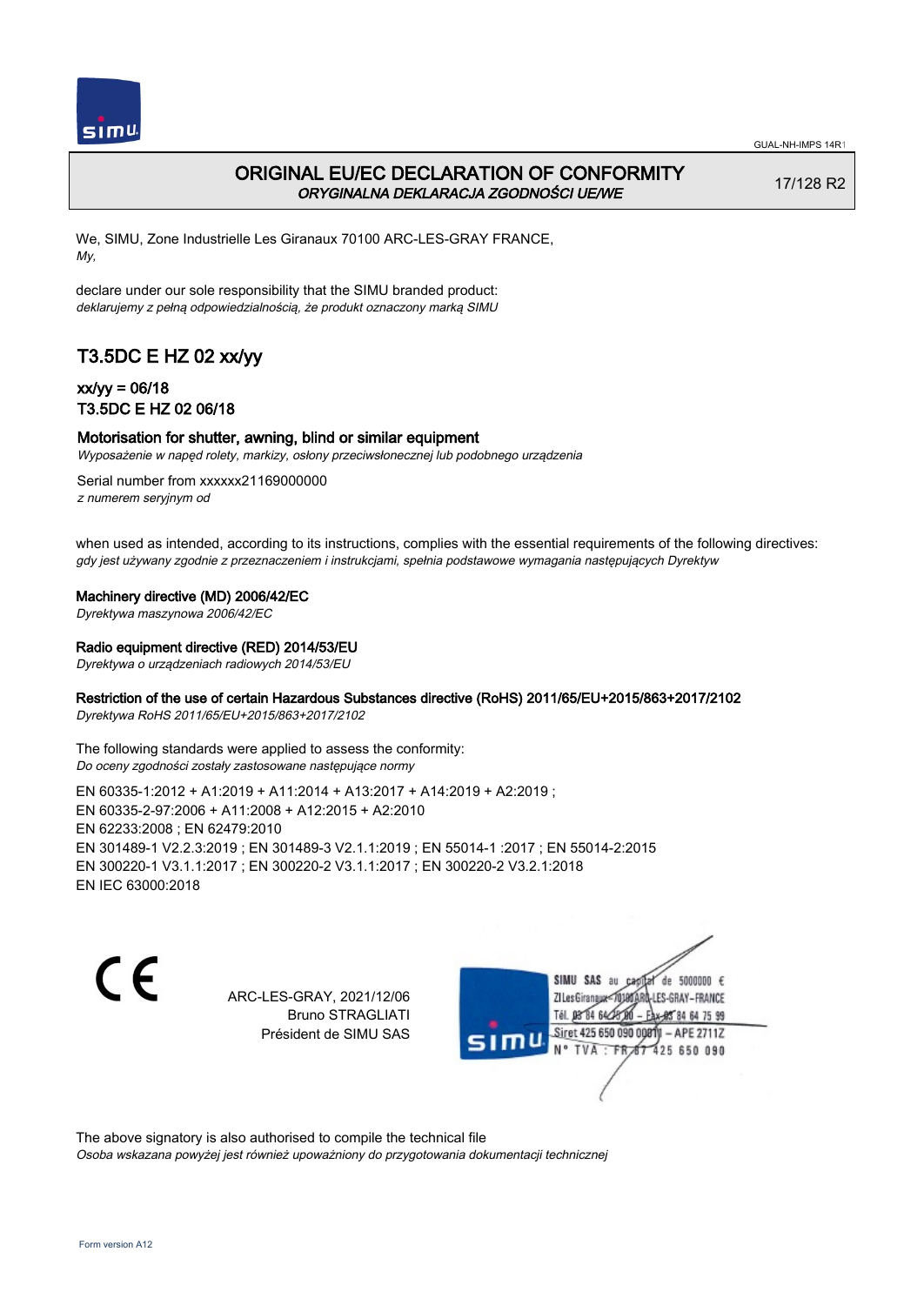GUAL-NH-IMPS 14R1

# ORIGINAL EU/EC DECLARATION OF CONFORMITY
*ORYGINALNA DEKLARACJA ZGODNOŚCI UE/WE*

17/128 R2

We, SIMU, Zone Industrielle Les Giranaux 70100 ARC-LES-GRAY FRANCE,
*My,*

declare under our sole responsibility that the SIMU branded product:
*deklarujemy z pełną odpowiedzialnością, że produkt oznaczony marką SIMU*

## T3.5DC E HZ 02 xx/yy

### xx/yy = 06/18
### T3.5DC E HZ 02 06/18

**Motorisation for shutter, awning, blind or similar equipment**
*Wyposażenie w napęd rolety, markizy, osłony przeciwsłonecznej lub podobnego urządzenia*

Serial number from xxxxxx21169000000
*z numerem seryjnym od*

when used as intended, according to its instructions, complies with the essential requirements of the following directives:
*gdy jest używany zgodnie z przeznaczeniem i instrukcjami, spełnia podstawowe wymagania następujących Dyrektyw*

**Machinery directive (MD) 2006/42/EC**
*Dyrektywa maszynowa 2006/42/EC*

**Radio equipment directive (RED) 2014/53/EU**
*Dyrektywa o urządzeniach radiowych 2014/53/EU*

**Restriction of the use of certain Hazardous Substances directive (RoHS) 2011/65/EU+2015/863+2017/2102**
*Dyrektywa RoHS 2011/65/EU+2015/863+2017/2102*

The following standards were applied to assess the conformity:
*Do oceny zgodności zostały zastosowane następujące normy*

EN 60335-1:2012 + A1:2019 + A11:2014 + A13:2017 + A14:2019 + A2:2019 ;
EN 60335-2-97:2006 + A11:2008 + A12:2015 + A2:2010
EN 62233:2008 ; EN 62479:2010
EN 301489-1 V2.2.3:2019 ; EN 301489-3 V2.1.1:2019 ; EN 55014-1 :2017 ; EN 55014-2:2015
EN 300220-1 V3.1.1:2017 ; EN 300220-2 V3.1.1:2017 ; EN 300220-2 V3.2.1:2018
EN IEC 63000:2018

CE

ARC-LES-GRAY, 2021/12/06
Bruno STRAGLIATI
Président de SIMU SAS

SIMU SAS au capital de 5000000 €
ZI Les Giranaux 70100 ARC-LES-GRAY-FRANCE
Tél. 03 84 64 75 00 – Fax 03 84 64 75 99
Siret 425 650 090 00011 – APE 2711Z
N° TVA : FR 87 425 650 090

The above signatory is also authorised to compile the technical file
*Osoba wskazana powyżej jest również upoważniony do przygotowania dokumentacji technicznej*

Form version A12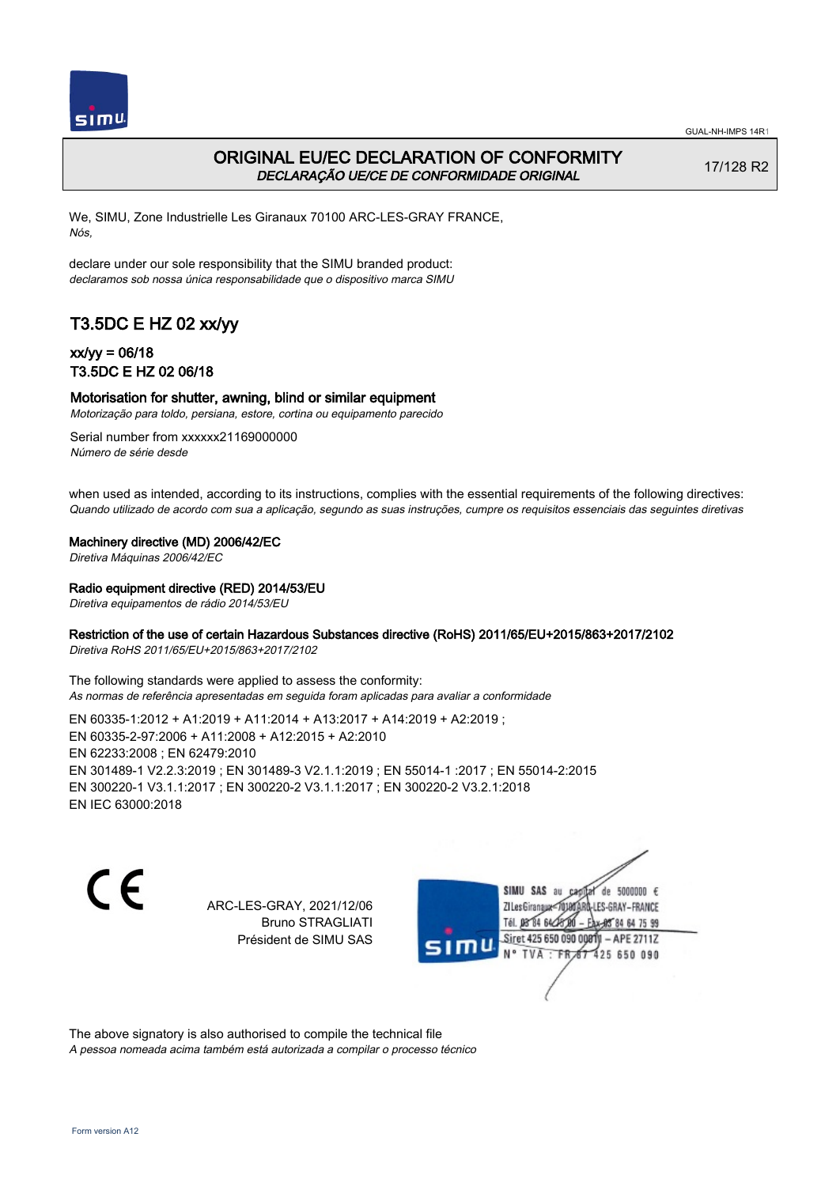# ORIGINAL EU/EC DECLARATION OF CONFORMITY
*DECLARAÇÃO UE/CE DE CONFORMIDADE ORIGINAL*

17/128 R2

We, SIMU, Zone Industrielle Les Giranaux 70100 ARC-LES-GRAY FRANCE,
*Nós,*

declare under our sole responsibility that the SIMU branded product:
*declaramos sob nossa única responsabilidade que o dispositivo marca SIMU*

## T3.5DC E HZ 02 xx/yy

### xx/yy = 06/18
### T3.5DC E HZ 02 06/18

**Motorisation for shutter, awning, blind or similar equipment**
*Motorização para toldo, persiana, estore, cortina ou equipamento parecido*

Serial number from xxxxxx21169000000
*Número de série desde*

when used as intended, according to its instructions, complies with the essential requirements of the following directives:
*Quando utilizado de acordo com sua a aplicação, segundo as suas instruções, cumpre os requisitos essenciais das seguintes diretivas*

**Machinery directive (MD) 2006/42/EC**
*Diretiva Máquinas 2006/42/EC*

**Radio equipment directive (RED) 2014/53/EU**
*Diretiva equipamentos de rádio 2014/53/EU*

**Restriction of the use of certain Hazardous Substances directive (RoHS) 2011/65/EU+2015/863+2017/2102**
*Diretiva RoHS 2011/65/EU+2015/863+2017/2102*

The following standards were applied to assess the conformity:
*As normas de referência apresentadas em seguida foram aplicadas para avaliar a conformidade*

EN 60335-1:2012 + A1:2019 + A11:2014 + A13:2017 + A14:2019 + A2:2019 ;
EN 60335-2-97:2006 + A11:2008 + A12:2015 + A2:2010
EN 62233:2008 ; EN 62479:2010
EN 301489-1 V2.2.3:2019 ; EN 301489-3 V2.1.1:2019 ; EN 55014-1 :2017 ; EN 55014-2:2015
EN 300220-1 V3.1.1:2017 ; EN 300220-2 V3.1.1:2017 ; EN 300220-2 V3.2.1:2018
EN IEC 63000:2018

CE

ARC-LES-GRAY, 2021/12/06
Bruno STRAGLIATI
Président de SIMU SAS

SIMU SAS au capital de 5000000 €
ZI Les Giranaux 70100 ARC-LES-GRAY-FRANCE
Tél. 03 84 64 75 00 – Fax 03 84 64 75 99
Siret 425 650 090 00011 – APE 2711Z
N° TVA : FR 87 425 650 090

The above signatory is also authorised to compile the technical file
*A pessoa nomeada acima também está autorizada a compilar o processo técnico*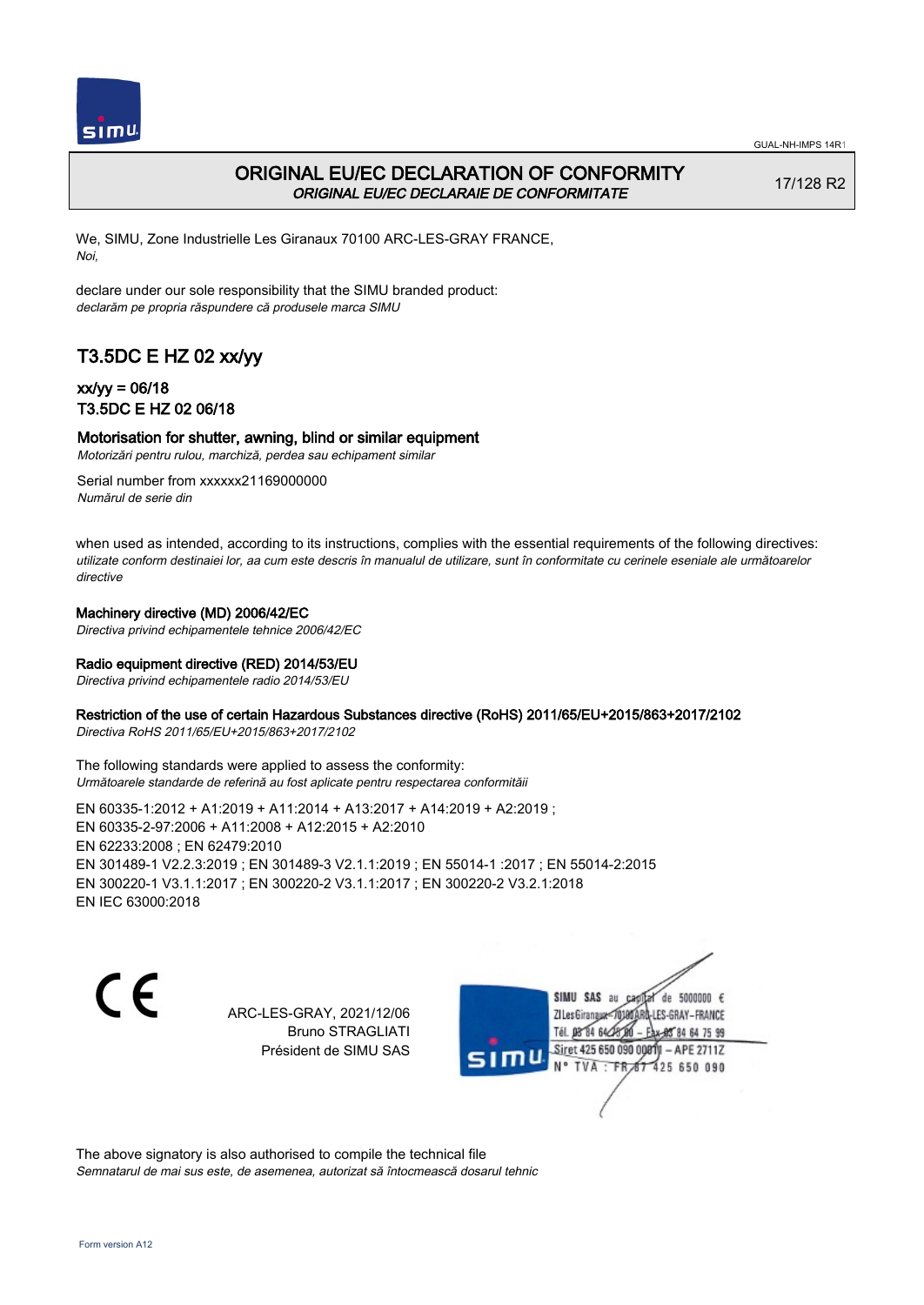GUAL-NH-IMPS 14R1

# ORIGINAL EU/EC DECLARATION OF CONFORMITY

*ORIGINAL EU/EC DECLARAIE DE CONFORMITATE*

17/128 R2

We, SIMU, Zone Industrielle Les Giranaux 70100 ARC-LES-GRAY FRANCE,
*Noi,*

declare under our sole responsibility that the SIMU branded product:
*declarăm pe propria răspundere că produsele marca SIMU*

## T3.5DC E HZ 02 xx/yy

### xx/yy = 06/18
### T3.5DC E HZ 02 06/18

**Motorisation for shutter, awning, blind or similar equipment**
*Motorizări pentru rulou, marchiză, perdea sau echipament similar*

Serial number from xxxxxx21169000000
*Numărul de serie din*

when used as intended, according to its instructions, complies with the essential requirements of the following directives:
*utilizate conform destinaiei lor, aa cum este descris în manualul de utilizare, sunt în conformitate cu cerinele eseniale ale următoarelor directive*

**Machinery directive (MD) 2006/42/EC**
*Directiva privind echipamentele tehnice 2006/42/EC*

**Radio equipment directive (RED) 2014/53/EU**
*Directiva privind echipamentele radio 2014/53/EU*

**Restriction of the use of certain Hazardous Substances directive (RoHS) 2011/65/EU+2015/863+2017/2102**
*Directiva RoHS 2011/65/EU+2015/863+2017/2102*

The following standards were applied to assess the conformity:
*Următoarele standarde de referină au fost aplicate pentru respectarea conformităii*

EN 60335-1:2012 + A1:2019 + A11:2014 + A13:2017 + A14:2019 + A2:2019 ;
EN 60335-2-97:2006 + A11:2008 + A12:2015 + A2:2010
EN 62233:2008 ; EN 62479:2010
EN 301489-1 V2.2.3:2019 ; EN 301489-3 V2.1.1:2019 ; EN 55014-1 :2017 ; EN 55014-2:2015
EN 300220-1 V3.1.1:2017 ; EN 300220-2 V3.1.1:2017 ; EN 300220-2 V3.2.1:2018
EN IEC 63000:2018

CE

ARC-LES-GRAY, 2021/12/06
Bruno STRAGLIATI
Président de SIMU SAS

SIMU SAS au capital de 5000000 €
ZI Les Giranaux 70100 ARC-LES-GRAY-FRANCE
Tél. 03 84 64 75 00 – Fax 03 84 64 75 99
Siret 425 650 090 00011 – APE 2711Z
N° TVA : FR 87 425 650 090

The above signatory is also authorised to compile the technical file
*Semnatarul de mai sus este, de asemenea, autorizat să întocmească dosarul tehnic*

Form version A12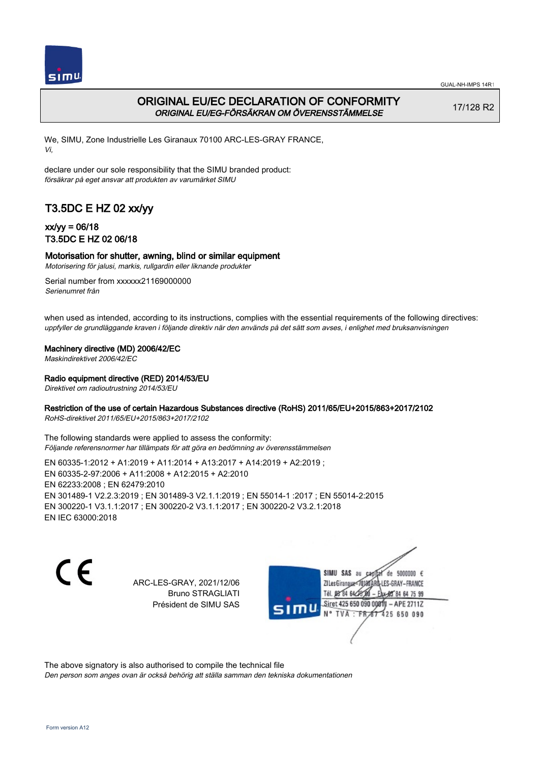# ORIGINAL EU/EC DECLARATION OF CONFORMITY

*ORIGINAL EU/EG-FÖRSÄKRAN OM ÖVERENSSTÄMMELSE*

17/128 R2

We, SIMU, Zone Industrielle Les Giranaux 70100 ARC-LES-GRAY FRANCE,
*Vi,*

declare under our sole responsibility that the SIMU branded product:
*försäkrar på eget ansvar att produkten av varumärket SIMU*

## T3.5DC E HZ 02 xx/yy

### xx/yy = 06/18
### T3.5DC E HZ 02 06/18

**Motorisation for shutter, awning, blind or similar equipment**
*Motorisering för jalusi, markis, rullgardin eller liknande produkter*

Serial number from xxxxxx21169000000
*Serienumret från*

when used as intended, according to its instructions, complies with the essential requirements of the following directives:
*uppfyller de grundläggande kraven i följande direktiv när den används på det sätt som avses, i enlighet med bruksanvisningen*

**Machinery directive (MD) 2006/42/EC**
*Maskindirektivet 2006/42/EC*

**Radio equipment directive (RED) 2014/53/EU**
*Direktivet om radioutrustning 2014/53/EU*

**Restriction of the use of certain Hazardous Substances directive (RoHS) 2011/65/EU+2015/863+2017/2102**
*RoHS-direktivet 2011/65/EU+2015/863+2017/2102*

The following standards were applied to assess the conformity:
*Följande referensnormer har tillämpats för att göra en bedömning av överensstämmelsen*

EN 60335-1:2012 + A1:2019 + A11:2014 + A13:2017 + A14:2019 + A2:2019 ;
EN 60335-2-97:2006 + A11:2008 + A12:2015 + A2:2010
EN 62233:2008 ; EN 62479:2010
EN 301489-1 V2.2.3:2019 ; EN 301489-3 V2.1.1:2019 ; EN 55014-1 :2017 ; EN 55014-2:2015
EN 300220-1 V3.1.1:2017 ; EN 300220-2 V3.1.1:2017 ; EN 300220-2 V3.2.1:2018
EN IEC 63000:2018

CE

ARC-LES-GRAY, 2021/12/06
Bruno STRAGLIATI
Président de SIMU SAS

SIMU SAS au capital de 5000000 €
ZI Les Giranaux 70100 ARC-LES-GRAY-FRANCE
Tél. 03 84 64 75 00 – Fax 03 84 64 75 99
Siret 425 650 090 00011 – APE 2711Z
N° TVA : FR 87 425 650 090

The above signatory is also authorised to compile the technical file
*Den person som anges ovan är också behörig att ställa samman den tekniska dokumentationen*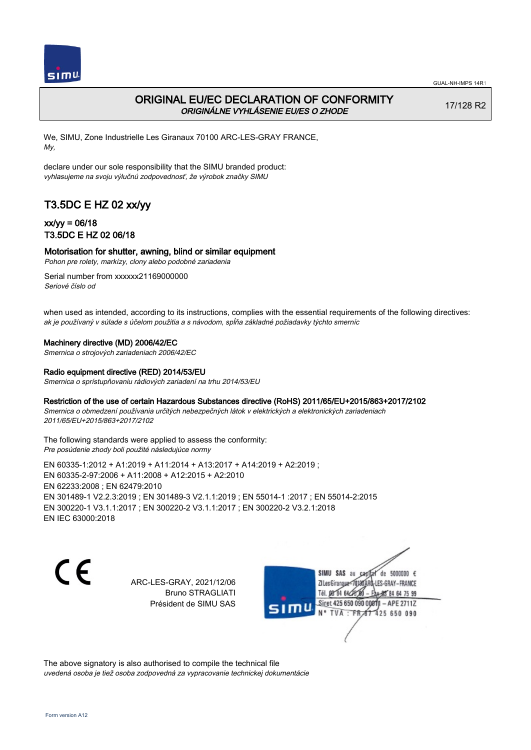# ORIGINAL EU/EC DECLARATION OF CONFORMITY

*ORIGINÁLNE VYHLÁSENIE EU/ES O ZHODE*

17/128 R2

We, SIMU, Zone Industrielle Les Giranaux 70100 ARC-LES-GRAY FRANCE,
*My,*

declare under our sole responsibility that the SIMU branded product:
*vyhlasujeme na svoju výlučnú zodpovednosť, že výrobok značky SIMU*

## T3.5DC E HZ 02 xx/yy

### xx/yy = 06/18
### T3.5DC E HZ 02 06/18

### Motorisation for shutter, awning, blind or similar equipment

*Pohon pre rolety, markízy, clony alebo podobné zariadenia*

Serial number from xxxxxx21169000000
*Seriové číslo od*

when used as intended, according to its instructions, complies with the essential requirements of the following directives:
*ak je používaný v súlade s účelom použitia a s návodom, spĺňa základné požiadavky týchto smerníc*

**Machinery directive (MD) 2006/42/EC**
*Smernica o strojových zariadeniach 2006/42/EC*

**Radio equipment directive (RED) 2014/53/EU**
*Smernica o sprístupňovaniu rádiových zariadení na trhu 2014/53/EU*

**Restriction of the use of certain Hazardous Substances directive (RoHS) 2011/65/EU+2015/863+2017/2102**
*Smernica o obmedzení používania určitých nebezpečných látok v elektrických a elektronických zariadeniach 2011/65/EU+2015/863+2017/2102*

The following standards were applied to assess the conformity:
*Pre posúdenie zhody boli použité následujúce normy*

EN 60335-1:2012 + A1:2019 + A11:2014 + A13:2017 + A14:2019 + A2:2019 ;
EN 60335-2-97:2006 + A11:2008 + A12:2015 + A2:2010
EN 62233:2008 ; EN 62479:2010
EN 301489-1 V2.2.3:2019 ; EN 301489-3 V2.1.1:2019 ; EN 55014-1 :2017 ; EN 55014-2:2015
EN 300220-1 V3.1.1:2017 ; EN 300220-2 V3.1.1:2017 ; EN 300220-2 V3.2.1:2018
EN IEC 63000:2018

CE

ARC-LES-GRAY, 2021/12/06
Bruno STRAGLIATI
Président de SIMU SAS

SIMU SAS au capital de 5000000 €
ZI Les Giranaux 70100 ARC-LES-GRAY-FRANCE
Tél. 03 84 64 75 00 – Fax 03 84 64 75 99
Siret 425 650 090 00011 – APE 2711Z
N° TVA : FR 87 425 650 090

The above signatory is also authorised to compile the technical file
*uvedená osoba je tiež osoba zodpovedná za vypracovanie technickej dokumentácie*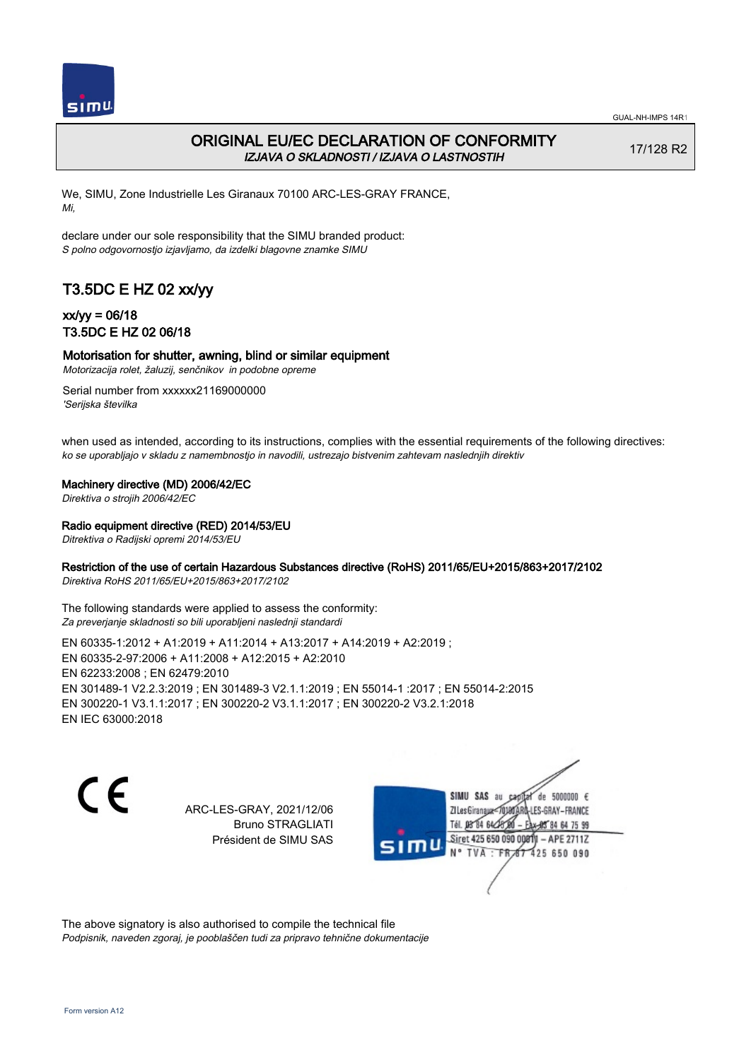# ORIGINAL EU/EC DECLARATION OF CONFORMITY

*IZJAVA O SKLADNOSTI / IZJAVA O LASTNOSTIH*

17/128 R2

We, SIMU, Zone Industrielle Les Giranaux 70100 ARC-LES-GRAY FRANCE,
*Mi,*

declare under our sole responsibility that the SIMU branded product:
*S polno odgovornostjo izjavljamo, da izdelki blagovne znamke SIMU*

## T3.5DC E HZ 02 xx/yy

### xx/yy = 06/18
### T3.5DC E HZ 02 06/18

**Motorisation for shutter, awning, blind or similar equipment**
*Motorizacija rolet, žaluzij, senčnikov in podobne opreme*

Serial number from xxxxxx21169000000
*'Serijska številka*

when used as intended, according to its instructions, complies with the essential requirements of the following directives:
*ko se uporabljajo v skladu z namembnostjo in navodili, ustrezajo bistvenim zahtevam naslednjih direktiv*

**Machinery directive (MD) 2006/42/EC**
*Direktiva o strojih 2006/42/EC*

**Radio equipment directive (RED) 2014/53/EU**
*Ditrektiva o Radijski opremi 2014/53/EU*

**Restriction of the use of certain Hazardous Substances directive (RoHS) 2011/65/EU+2015/863+2017/2102**
*Direktiva RoHS 2011/65/EU+2015/863+2017/2102*

The following standards were applied to assess the conformity:
*Za preverjanje skladnosti so bili uporabljeni naslednji standardi*

EN 60335-1:2012 + A1:2019 + A11:2014 + A13:2017 + A14:2019 + A2:2019 ;
EN 60335-2-97:2006 + A11:2008 + A12:2015 + A2:2010
EN 62233:2008 ; EN 62479:2010
EN 301489-1 V2.2.3:2019 ; EN 301489-3 V2.1.1:2019 ; EN 55014-1 :2017 ; EN 55014-2:2015
EN 300220-1 V3.1.1:2017 ; EN 300220-2 V3.1.1:2017 ; EN 300220-2 V3.2.1:2018
EN IEC 63000:2018

CE

ARC-LES-GRAY, 2021/12/06
Bruno STRAGLIATI
Président de SIMU SAS

SIMU SAS au capital de 5000000 €
ZI Les Giranaux 70100 ARC-LES-GRAY-FRANCE
Tél. 03 84 64 75 00 – Fax 03 84 64 75 99
Siret 425 650 090 00011 – APE 2711Z
N° TVA : FR 87 425 650 090

The above signatory is also authorised to compile the technical file
*Podpisnik, naveden zgoraj, je pooblaščen tudi za pripravo tehnične dokumentacije*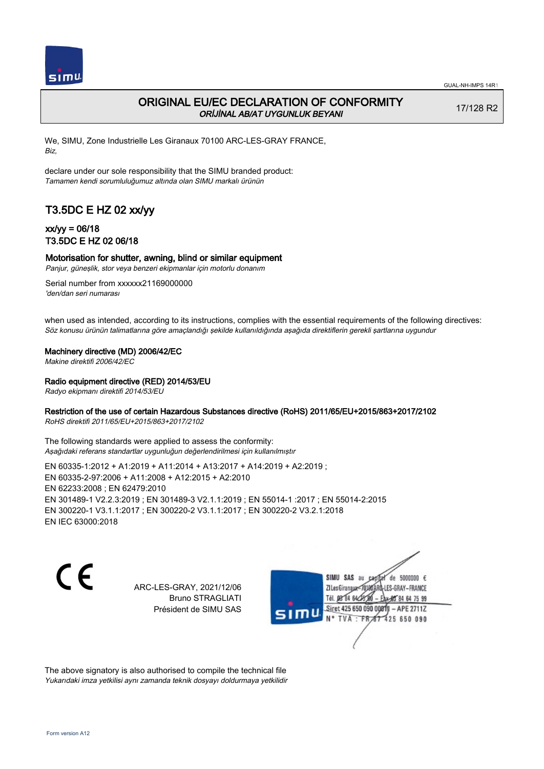# ORIGINAL EU/EC DECLARATION OF CONFORMITY

*ORİJİNAL AB/AT UYGUNLUK BEYANI*

17/128 R2

We, SIMU, Zone Industrielle Les Giranaux 70100 ARC-LES-GRAY FRANCE,
*Biz,*

declare under our sole responsibility that the SIMU branded product:
*Tamamen kendi sorumluluğumuz altında olan SIMU markalı ürünün*

## T3.5DC E HZ 02 xx/yy

### xx/yy = 06/18
### T3.5DC E HZ 02 06/18

**Motorisation for shutter, awning, blind or similar equipment**
*Panjur, güneşlik, stor veya benzeri ekipmanlar için motorlu donanım*

Serial number from xxxxxx21169000000
*'den/dan seri numarası*

when used as intended, according to its instructions, complies with the essential requirements of the following directives:
*Söz konusu ürünün talimatlarına göre amaçlandığı şekilde kullanıldığında aşağıda direktiflerin gerekli şartlarına uygundur*

**Machinery directive (MD) 2006/42/EC**
*Makine direktifi 2006/42/EC*

**Radio equipment directive (RED) 2014/53/EU**
*Radyo ekipmanı direktifi 2014/53/EU*

**Restriction of the use of certain Hazardous Substances directive (RoHS) 2011/65/EU+2015/863+2017/2102**
*RoHS direktifi 2011/65/EU+2015/863+2017/2102*

The following standards were applied to assess the conformity:
*Aşağıdaki referans standartlar uygunluğun değerlendirilmesi için kullanılmıştır*

EN 60335-1:2012 + A1:2019 + A11:2014 + A13:2017 + A14:2019 + A2:2019 ;
EN 60335-2-97:2006 + A11:2008 + A12:2015 + A2:2010
EN 62233:2008 ; EN 62479:2010
EN 301489-1 V2.2.3:2019 ; EN 301489-3 V2.1.1:2019 ; EN 55014-1 :2017 ; EN 55014-2:2015
EN 300220-1 V3.1.1:2017 ; EN 300220-2 V3.1.1:2017 ; EN 300220-2 V3.2.1:2018
EN IEC 63000:2018

CE

ARC-LES-GRAY, 2021/12/06
Bruno STRAGLIATI
Président de SIMU SAS

SIMU SAS au capital de 5000000 €
ZI Les Giranaux 70100 ARC-LES-GRAY–FRANCE
Tél. 03 84 64 75 00 – Fax 03 84 64 75 99
Siret 425 650 090 00011 – APE 2711Z
N° TVA : FR 87 425 650 090

The above signatory is also authorised to compile the technical file
*Yukarıdaki imza yetkilisi aynı zamanda teknik dosyayı doldurmaya yetkilidir*